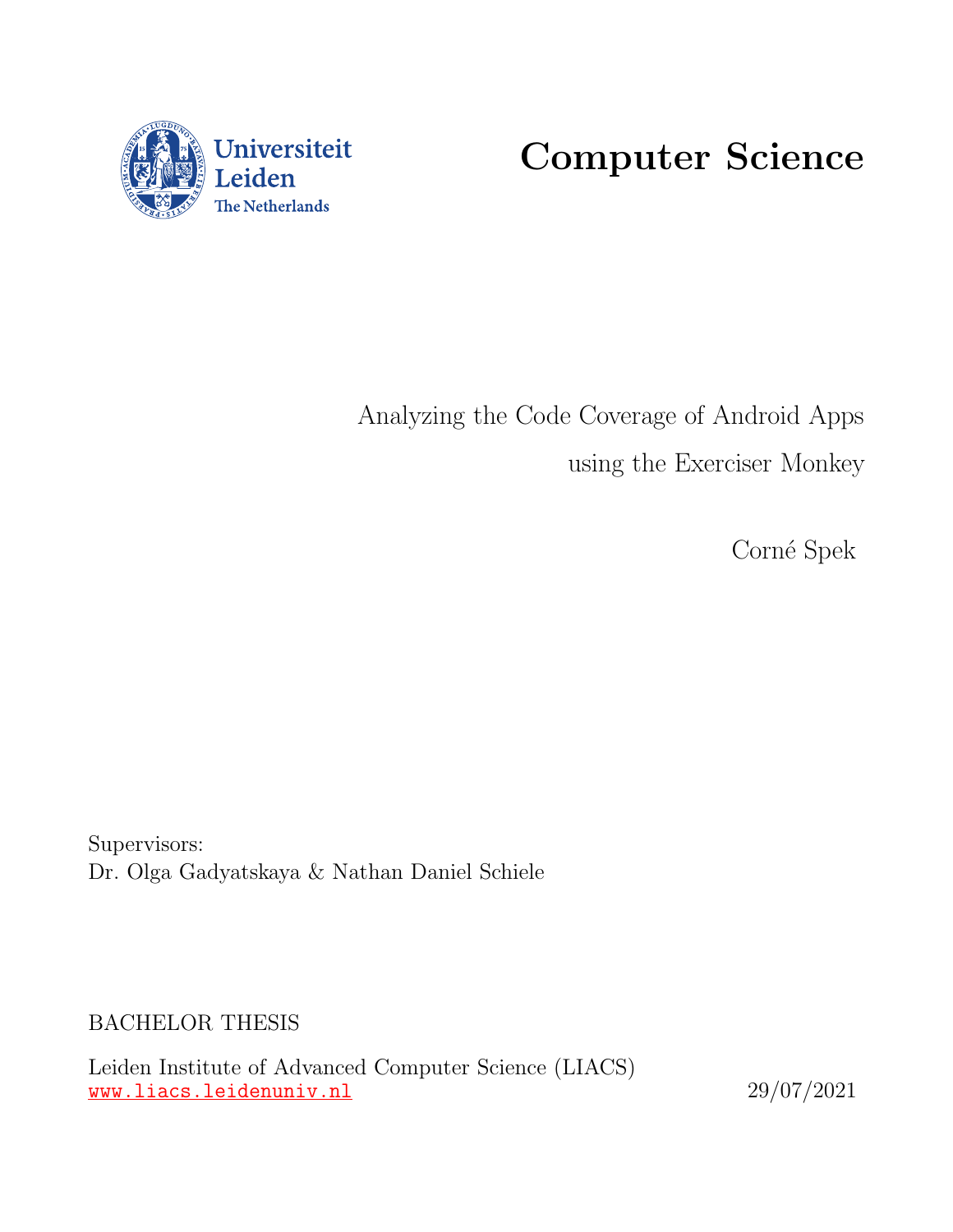Universiteit Leiden
The Netherlands

# Computer Science

Analyzing the Code Coverage of Android Apps using the Exerciser Monkey

Corné Spek

Supervisors:
Dr. Olga Gadyatskaya & Nathan Daniel Schiele

BACHELOR THESIS

Leiden Institute of Advanced Computer Science (LIACS)
www.liacs.leidenuniv.nl

29/07/2021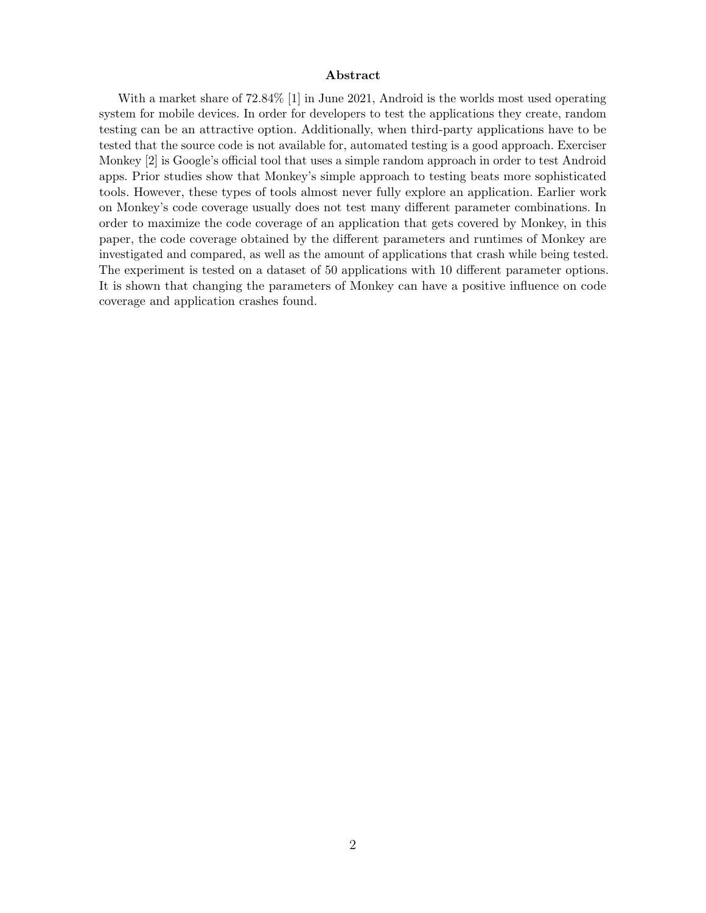## Abstract

With a market share of 72.84% [1] in June 2021, Android is the worlds most used operating system for mobile devices. In order for developers to test the applications they create, random testing can be an attractive option. Additionally, when third-party applications have to be tested that the source code is not available for, automated testing is a good approach. Exerciser Monkey [2] is Google's official tool that uses a simple random approach in order to test Android apps. Prior studies show that Monkey's simple approach to testing beats more sophisticated tools. However, these types of tools almost never fully explore an application. Earlier work on Monkey's code coverage usually does not test many different parameter combinations. In order to maximize the code coverage of an application that gets covered by Monkey, in this paper, the code coverage obtained by the different parameters and runtimes of Monkey are investigated and compared, as well as the amount of applications that crash while being tested. The experiment is tested on a dataset of 50 applications with 10 different parameter options. It is shown that changing the parameters of Monkey can have a positive influence on code coverage and application crashes found.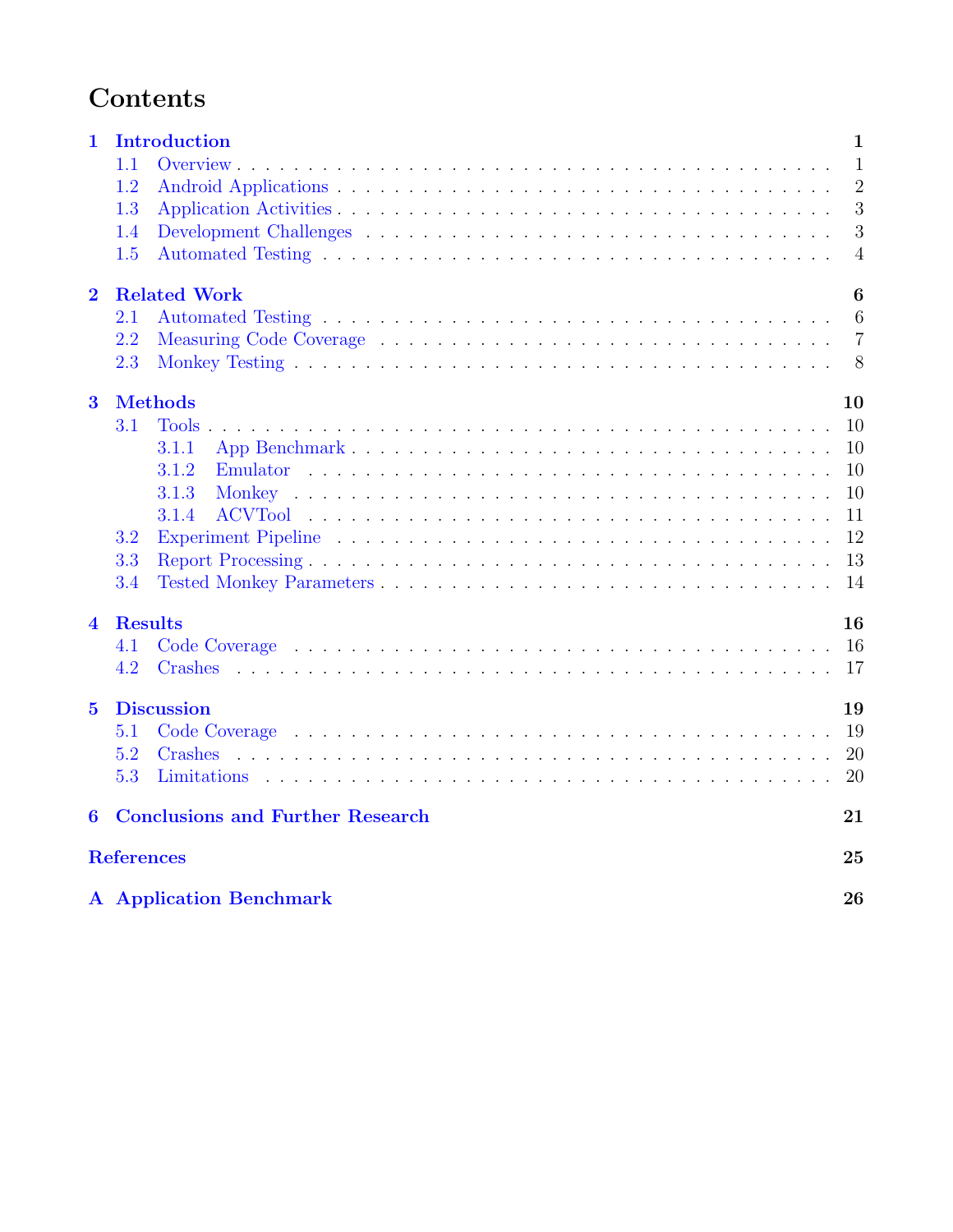# Contents

**1 Introduction** — 1
- 1.1 Overview — 1
- 1.2 Android Applications — 2
- 1.3 Application Activities — 3
- 1.4 Development Challenges — 3
- 1.5 Automated Testing — 4

**2 Related Work** — 6
- 2.1 Automated Testing — 6
- 2.2 Measuring Code Coverage — 7
- 2.3 Monkey Testing — 8

**3 Methods** — 10
- 3.1 Tools — 10
  - 3.1.1 App Benchmark — 10
  - 3.1.2 Emulator — 10
  - 3.1.3 Monkey — 10
  - 3.1.4 ACVTool — 11
- 3.2 Experiment Pipeline — 12
- 3.3 Report Processing — 13
- 3.4 Tested Monkey Parameters — 14

**4 Results** — 16
- 4.1 Code Coverage — 16
- 4.2 Crashes — 17

**5 Discussion** — 19
- 5.1 Code Coverage — 19
- 5.2 Crashes — 20
- 5.3 Limitations — 20

**6 Conclusions and Further Research** — 21

**References** — 25

**A Application Benchmark** — 26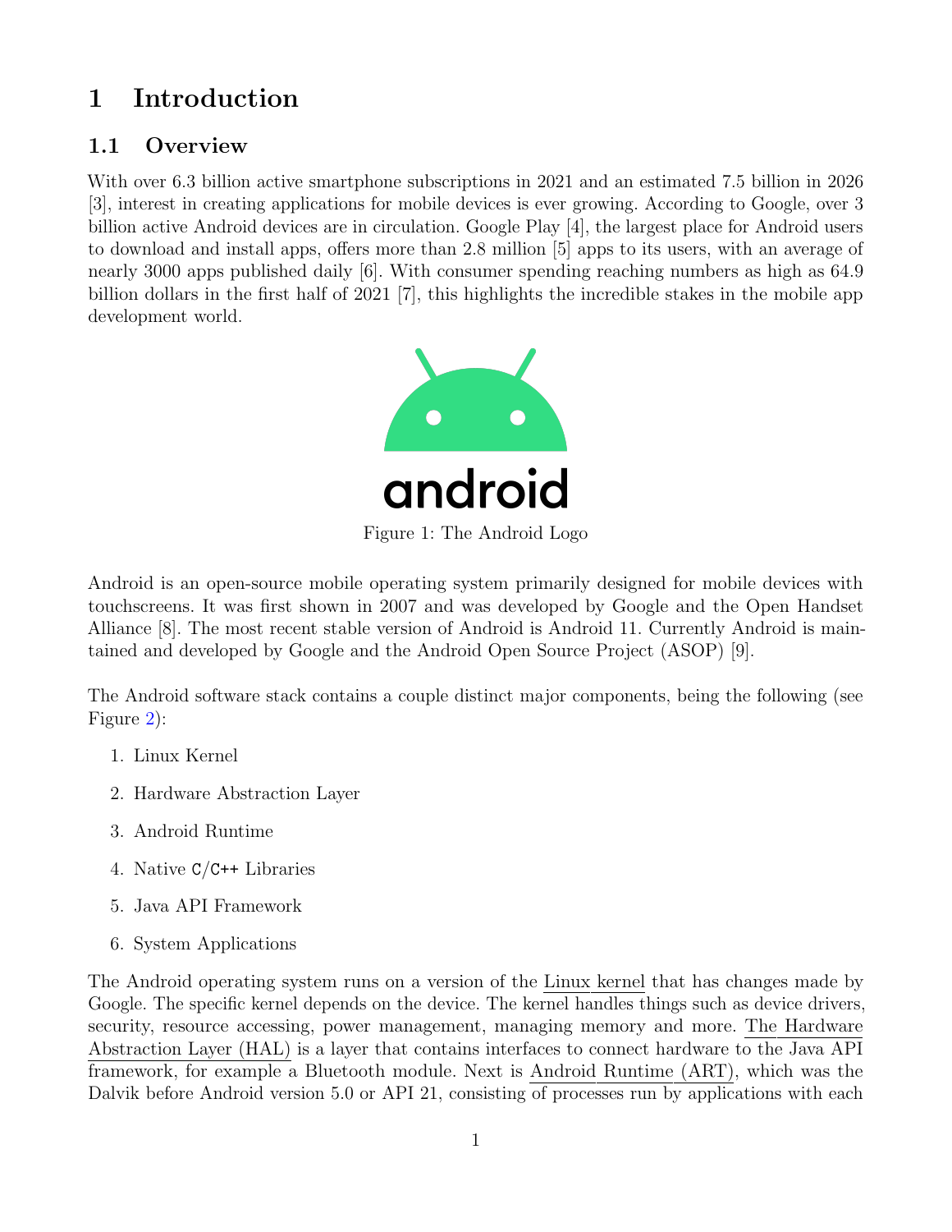# 1 Introduction

## 1.1 Overview

With over 6.3 billion active smartphone subscriptions in 2021 and an estimated 7.5 billion in 2026 [3], interest in creating applications for mobile devices is ever growing. According to Google, over 3 billion active Android devices are in circulation. Google Play [4], the largest place for Android users to download and install apps, offers more than 2.8 million [5] apps to its users, with an average of nearly 3000 apps published daily [6]. With consumer spending reaching numbers as high as 64.9 billion dollars in the first half of 2021 [7], this highlights the incredible stakes in the mobile app development world.

Figure 1: The Android Logo

Android is an open-source mobile operating system primarily designed for mobile devices with touchscreens. It was first shown in 2007 and was developed by Google and the Open Handset Alliance [8]. The most recent stable version of Android is Android 11. Currently Android is maintained and developed by Google and the Android Open Source Project (ASOP) [9].

The Android software stack contains a couple distinct major components, being the following (see Figure 2):

1. Linux Kernel
2. Hardware Abstraction Layer
3. Android Runtime
4. Native C/C++ Libraries
5. Java API Framework
6. System Applications

The Android operating system runs on a version of the Linux kernel that has changes made by Google. The specific kernel depends on the device. The kernel handles things such as device drivers, security, resource accessing, power management, managing memory and more. The Hardware Abstraction Layer (HAL) is a layer that contains interfaces to connect hardware to the Java API framework, for example a Bluetooth module. Next is Android Runtime (ART), which was the Dalvik before Android version 5.0 or API 21, consisting of processes run by applications with each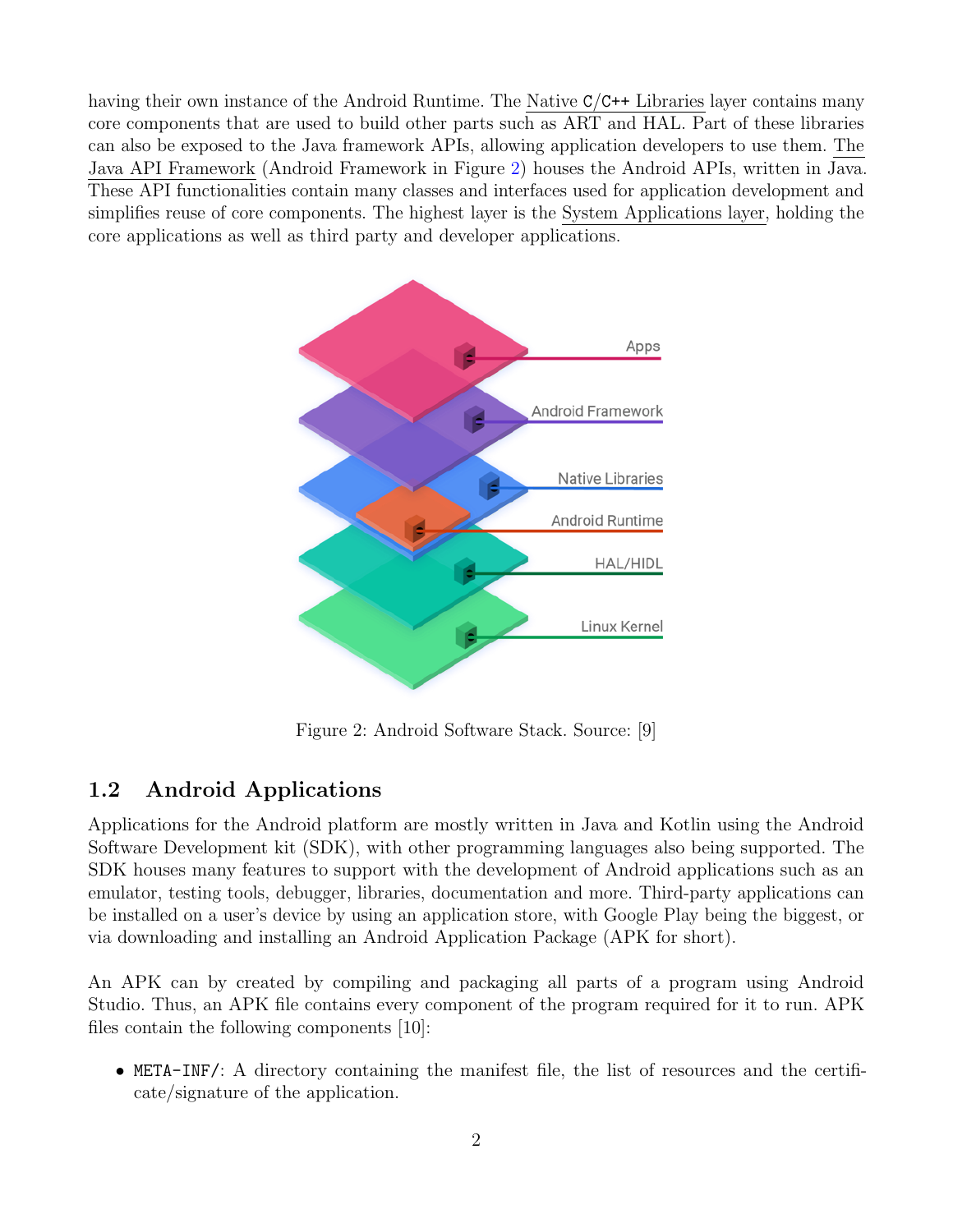having their own instance of the Android Runtime. The Native `C/C++` Libraries layer contains many core components that are used to build other parts such as ART and HAL. Part of these libraries can also be exposed to the Java framework APIs, allowing application developers to use them. The Java API Framework (Android Framework in Figure 2) houses the Android APIs, written in Java. These API functionalities contain many classes and interfaces used for application development and simplifies reuse of core components. The highest layer is the System Applications layer, holding the core applications as well as third party and developer applications.

Figure 2: Android Software Stack. Source: [9]

## 1.2 Android Applications

Applications for the Android platform are mostly written in Java and Kotlin using the Android Software Development kit (SDK), with other programming languages also being supported. The SDK houses many features to support with the development of Android applications such as an emulator, testing tools, debugger, libraries, documentation and more. Third-party applications can be installed on a user's device by using an application store, with Google Play being the biggest, or via downloading and installing an Android Application Package (APK for short).

An APK can by created by compiling and packaging all parts of a program using Android Studio. Thus, an APK file contains every component of the program required for it to run. APK files contain the following components [10]:

- `META-INF/`: A directory containing the manifest file, the list of resources and the certificate/signature of the application.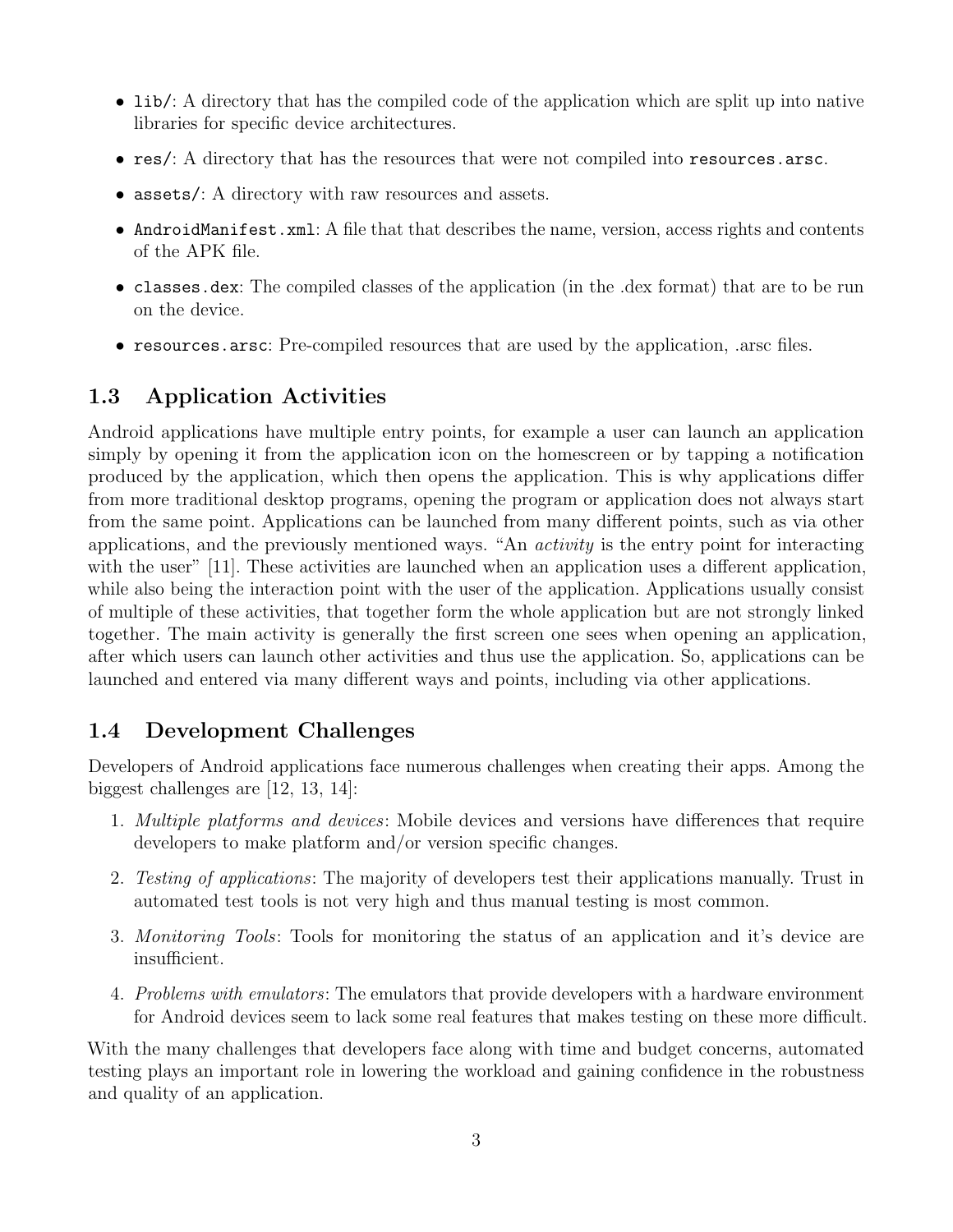- `lib/`: A directory that has the compiled code of the application which are split up into native libraries for specific device architectures.
- `res/`: A directory that has the resources that were not compiled into `resources.arsc`.
- `assets/`: A directory with raw resources and assets.
- `AndroidManifest.xml`: A file that that describes the name, version, access rights and contents of the APK file.
- `classes.dex`: The compiled classes of the application (in the .dex format) that are to be run on the device.
- `resources.arsc`: Pre-compiled resources that are used by the application, .arsc files.

## 1.3 Application Activities

Android applications have multiple entry points, for example a user can launch an application simply by opening it from the application icon on the homescreen or by tapping a notification produced by the application, which then opens the application. This is why applications differ from more traditional desktop programs, opening the program or application does not always start from the same point. Applications can be launched from many different points, such as via other applications, and the previously mentioned ways. "An *activity* is the entry point for interacting with the user" [11]. These activities are launched when an application uses a different application, while also being the interaction point with the user of the application. Applications usually consist of multiple of these activities, that together form the whole application but are not strongly linked together. The main activity is generally the first screen one sees when opening an application, after which users can launch other activities and thus use the application. So, applications can be launched and entered via many different ways and points, including via other applications.

## 1.4 Development Challenges

Developers of Android applications face numerous challenges when creating their apps. Among the biggest challenges are [12, 13, 14]:

1. *Multiple platforms and devices*: Mobile devices and versions have differences that require developers to make platform and/or version specific changes.
2. *Testing of applications*: The majority of developers test their applications manually. Trust in automated test tools is not very high and thus manual testing is most common.
3. *Monitoring Tools*: Tools for monitoring the status of an application and it's device are insufficient.
4. *Problems with emulators*: The emulators that provide developers with a hardware environment for Android devices seem to lack some real features that makes testing on these more difficult.

With the many challenges that developers face along with time and budget concerns, automated testing plays an important role in lowering the workload and gaining confidence in the robustness and quality of an application.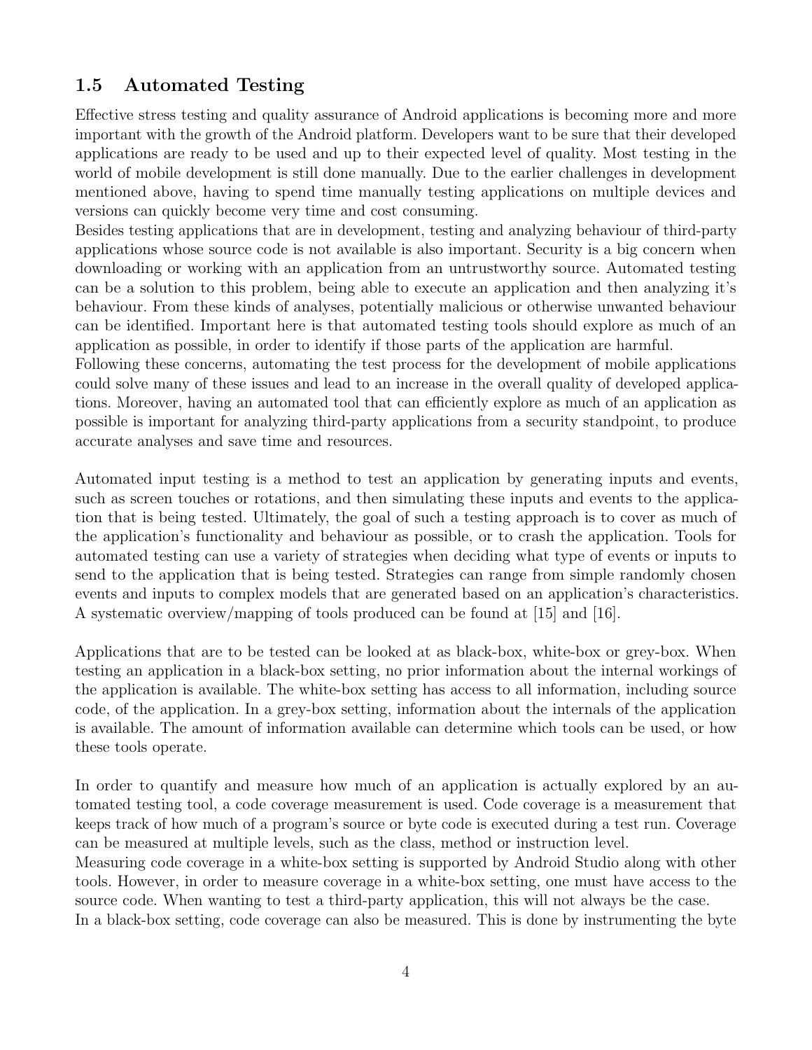## 1.5 Automated Testing

Effective stress testing and quality assurance of Android applications is becoming more and more important with the growth of the Android platform. Developers want to be sure that their developed applications are ready to be used and up to their expected level of quality. Most testing in the world of mobile development is still done manually. Due to the earlier challenges in development mentioned above, having to spend time manually testing applications on multiple devices and versions can quickly become very time and cost consuming.

Besides testing applications that are in development, testing and analyzing behaviour of third-party applications whose source code is not available is also important. Security is a big concern when downloading or working with an application from an untrustworthy source. Automated testing can be a solution to this problem, being able to execute an application and then analyzing it's behaviour. From these kinds of analyses, potentially malicious or otherwise unwanted behaviour can be identified. Important here is that automated testing tools should explore as much of an application as possible, in order to identify if those parts of the application are harmful.

Following these concerns, automating the test process for the development of mobile applications could solve many of these issues and lead to an increase in the overall quality of developed applications. Moreover, having an automated tool that can efficiently explore as much of an application as possible is important for analyzing third-party applications from a security standpoint, to produce accurate analyses and save time and resources.

Automated input testing is a method to test an application by generating inputs and events, such as screen touches or rotations, and then simulating these inputs and events to the application that is being tested. Ultimately, the goal of such a testing approach is to cover as much of the application's functionality and behaviour as possible, or to crash the application. Tools for automated testing can use a variety of strategies when deciding what type of events or inputs to send to the application that is being tested. Strategies can range from simple randomly chosen events and inputs to complex models that are generated based on an application's characteristics. A systematic overview/mapping of tools produced can be found at [15] and [16].

Applications that are to be tested can be looked at as black-box, white-box or grey-box. When testing an application in a black-box setting, no prior information about the internal workings of the application is available. The white-box setting has access to all information, including source code, of the application. In a grey-box setting, information about the internals of the application is available. The amount of information available can determine which tools can be used, or how these tools operate.

In order to quantify and measure how much of an application is actually explored by an automated testing tool, a code coverage measurement is used. Code coverage is a measurement that keeps track of how much of a program's source or byte code is executed during a test run. Coverage can be measured at multiple levels, such as the class, method or instruction level.

Measuring code coverage in a white-box setting is supported by Android Studio along with other tools. However, in order to measure coverage in a white-box setting, one must have access to the source code. When wanting to test a third-party application, this will not always be the case.

In a black-box setting, code coverage can also be measured. This is done by instrumenting the byte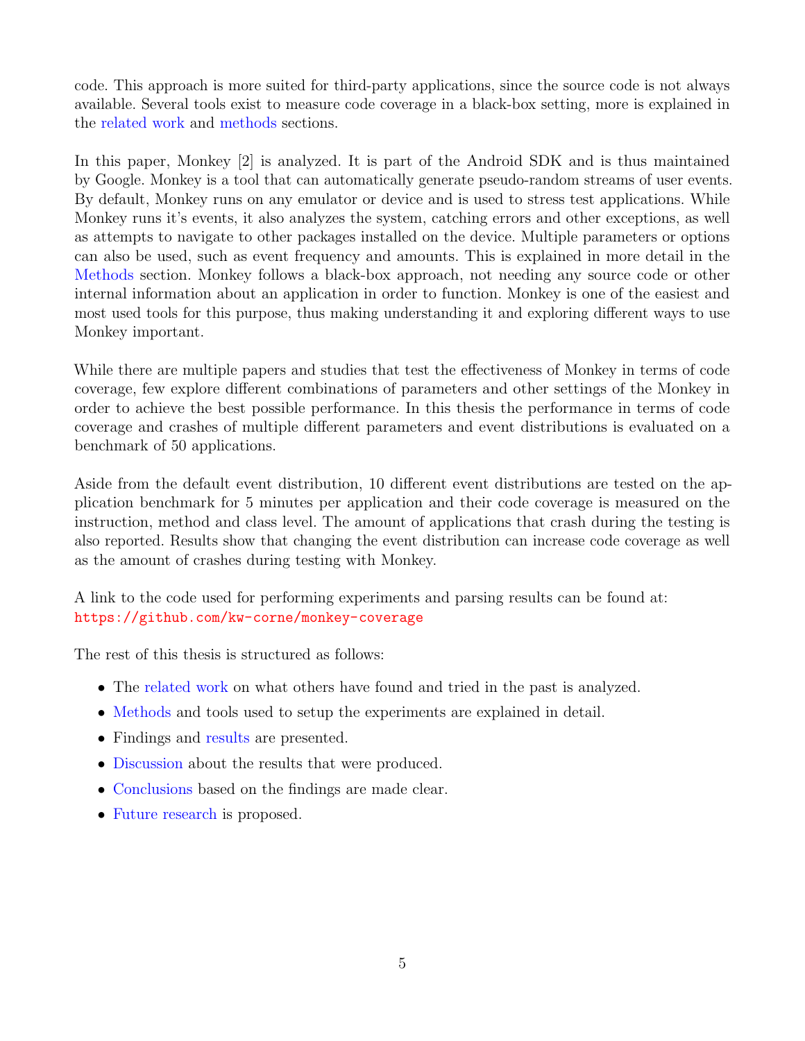code. This approach is more suited for third-party applications, since the source code is not always available. Several tools exist to measure code coverage in a black-box setting, more is explained in the related work and methods sections.

In this paper, Monkey [2] is analyzed. It is part of the Android SDK and is thus maintained by Google. Monkey is a tool that can automatically generate pseudo-random streams of user events. By default, Monkey runs on any emulator or device and is used to stress test applications. While Monkey runs it's events, it also analyzes the system, catching errors and other exceptions, as well as attempts to navigate to other packages installed on the device. Multiple parameters or options can also be used, such as event frequency and amounts. This is explained in more detail in the Methods section. Monkey follows a black-box approach, not needing any source code or other internal information about an application in order to function. Monkey is one of the easiest and most used tools for this purpose, thus making understanding it and exploring different ways to use Monkey important.

While there are multiple papers and studies that test the effectiveness of Monkey in terms of code coverage, few explore different combinations of parameters and other settings of the Monkey in order to achieve the best possible performance. In this thesis the performance in terms of code coverage and crashes of multiple different parameters and event distributions is evaluated on a benchmark of 50 applications.

Aside from the default event distribution, 10 different event distributions are tested on the application benchmark for 5 minutes per application and their code coverage is measured on the instruction, method and class level. The amount of applications that crash during the testing is also reported. Results show that changing the event distribution can increase code coverage as well as the amount of crashes during testing with Monkey.

A link to the code used for performing experiments and parsing results can be found at: https://github.com/kw-corne/monkey-coverage

The rest of this thesis is structured as follows:

- The related work on what others have found and tried in the past is analyzed.
- Methods and tools used to setup the experiments are explained in detail.
- Findings and results are presented.
- Discussion about the results that were produced.
- Conclusions based on the findings are made clear.
- Future research is proposed.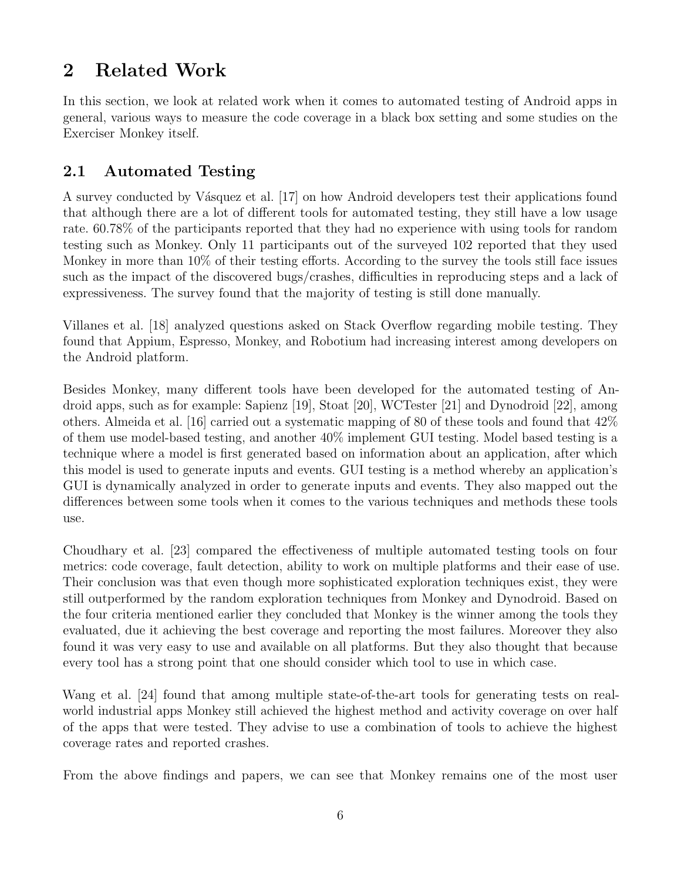# 2 Related Work

In this section, we look at related work when it comes to automated testing of Android apps in general, various ways to measure the code coverage in a black box setting and some studies on the Exerciser Monkey itself.

## 2.1 Automated Testing

A survey conducted by Vásquez et al. [17] on how Android developers test their applications found that although there are a lot of different tools for automated testing, they still have a low usage rate. 60.78% of the participants reported that they had no experience with using tools for random testing such as Monkey. Only 11 participants out of the surveyed 102 reported that they used Monkey in more than 10% of their testing efforts. According to the survey the tools still face issues such as the impact of the discovered bugs/crashes, difficulties in reproducing steps and a lack of expressiveness. The survey found that the majority of testing is still done manually.

Villanes et al. [18] analyzed questions asked on Stack Overflow regarding mobile testing. They found that Appium, Espresso, Monkey, and Robotium had increasing interest among developers on the Android platform.

Besides Monkey, many different tools have been developed for the automated testing of Android apps, such as for example: Sapienz [19], Stoat [20], WCTester [21] and Dynodroid [22], among others. Almeida et al. [16] carried out a systematic mapping of 80 of these tools and found that 42% of them use model-based testing, and another 40% implement GUI testing. Model based testing is a technique where a model is first generated based on information about an application, after which this model is used to generate inputs and events. GUI testing is a method whereby an application's GUI is dynamically analyzed in order to generate inputs and events. They also mapped out the differences between some tools when it comes to the various techniques and methods these tools use.

Choudhary et al. [23] compared the effectiveness of multiple automated testing tools on four metrics: code coverage, fault detection, ability to work on multiple platforms and their ease of use. Their conclusion was that even though more sophisticated exploration techniques exist, they were still outperformed by the random exploration techniques from Monkey and Dynodroid. Based on the four criteria mentioned earlier they concluded that Monkey is the winner among the tools they evaluated, due it achieving the best coverage and reporting the most failures. Moreover they also found it was very easy to use and available on all platforms. But they also thought that because every tool has a strong point that one should consider which tool to use in which case.

Wang et al. [24] found that among multiple state-of-the-art tools for generating tests on real-world industrial apps Monkey still achieved the highest method and activity coverage on over half of the apps that were tested. They advise to use a combination of tools to achieve the highest coverage rates and reported crashes.

From the above findings and papers, we can see that Monkey remains one of the most user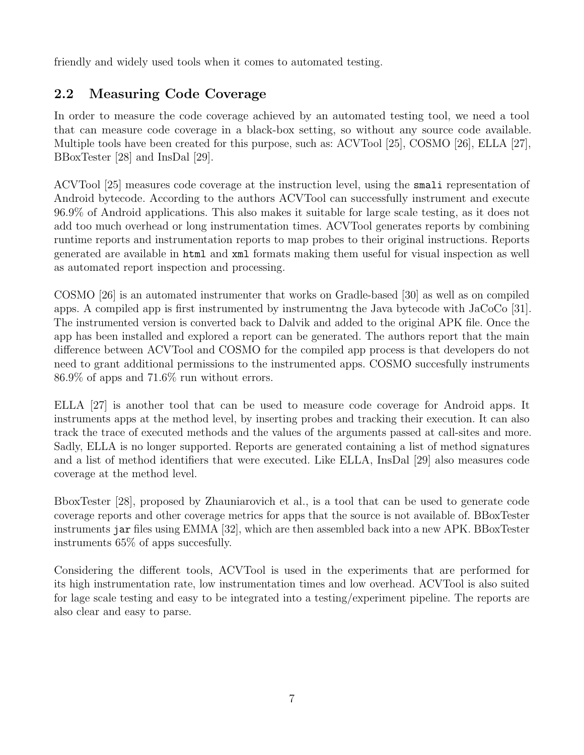friendly and widely used tools when it comes to automated testing.

## 2.2 Measuring Code Coverage

In order to measure the code coverage achieved by an automated testing tool, we need a tool that can measure code coverage in a black-box setting, so without any source code available. Multiple tools have been created for this purpose, such as: ACVTool [25], COSMO [26], ELLA [27], BBoxTester [28] and InsDal [29].

ACVTool [25] measures code coverage at the instruction level, using the `smali` representation of Android bytecode. According to the authors ACVTool can successfully instrument and execute 96.9% of Android applications. This also makes it suitable for large scale testing, as it does not add too much overhead or long instrumentation times. ACVTool generates reports by combining runtime reports and instrumentation reports to map probes to their original instructions. Reports generated are available in `html` and `xml` formats making them useful for visual inspection as well as automated report inspection and processing.

COSMO [26] is an automated instrumenter that works on Gradle-based [30] as well as on compiled apps. A compiled app is first instrumented by instrumentng the Java bytecode with JaCoCo [31]. The instrumented version is converted back to Dalvik and added to the original APK file. Once the app has been installed and explored a report can be generated. The authors report that the main difference between ACVTool and COSMO for the compiled app process is that developers do not need to grant additional permissions to the instrumented apps. COSMO succesfully instruments 86.9% of apps and 71.6% run without errors.

ELLA [27] is another tool that can be used to measure code coverage for Android apps. It instruments apps at the method level, by inserting probes and tracking their execution. It can also track the trace of executed methods and the values of the arguments passed at call-sites and more. Sadly, ELLA is no longer supported. Reports are generated containing a list of method signatures and a list of method identifiers that were executed. Like ELLA, InsDal [29] also measures code coverage at the method level.

BboxTester [28], proposed by Zhauniarovich et al., is a tool that can be used to generate code coverage reports and other coverage metrics for apps that the source is not available of. BBoxTester instruments `jar` files using EMMA [32], which are then assembled back into a new APK. BBoxTester instruments 65% of apps succesfully.

Considering the different tools, ACVTool is used in the experiments that are performed for its high instrumentation rate, low instrumentation times and low overhead. ACVTool is also suited for lage scale testing and easy to be integrated into a testing/experiment pipeline. The reports are also clear and easy to parse.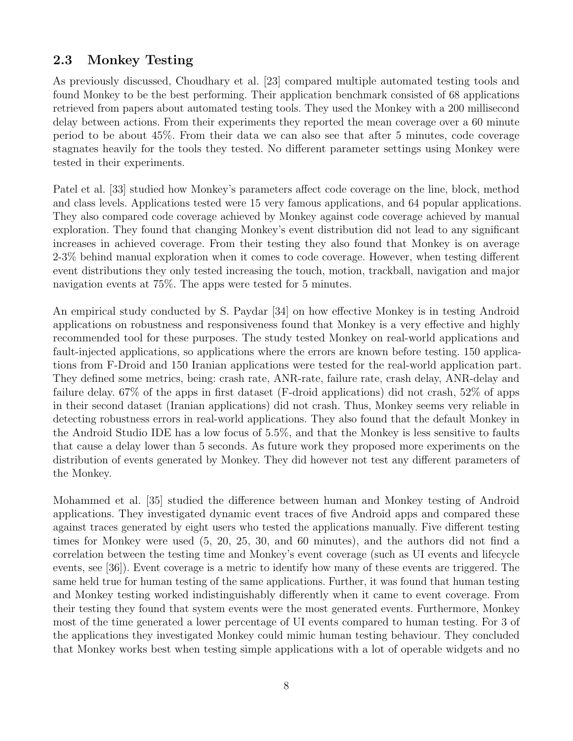## 2.3 Monkey Testing

As previously discussed, Choudhary et al. [23] compared multiple automated testing tools and found Monkey to be the best performing. Their application benchmark consisted of 68 applications retrieved from papers about automated testing tools. They used the Monkey with a 200 millisecond delay between actions. From their experiments they reported the mean coverage over a 60 minute period to be about 45%. From their data we can also see that after 5 minutes, code coverage stagnates heavily for the tools they tested. No different parameter settings using Monkey were tested in their experiments.

Patel et al. [33] studied how Monkey's parameters affect code coverage on the line, block, method and class levels. Applications tested were 15 very famous applications, and 64 popular applications. They also compared code coverage achieved by Monkey against code coverage achieved by manual exploration. They found that changing Monkey's event distribution did not lead to any significant increases in achieved coverage. From their testing they also found that Monkey is on average 2-3% behind manual exploration when it comes to code coverage. However, when testing different event distributions they only tested increasing the touch, motion, trackball, navigation and major navigation events at 75%. The apps were tested for 5 minutes.

An empirical study conducted by S. Paydar [34] on how effective Monkey is in testing Android applications on robustness and responsiveness found that Monkey is a very effective and highly recommended tool for these purposes. The study tested Monkey on real-world applications and fault-injected applications, so applications where the errors are known before testing. 150 applications from F-Droid and 150 Iranian applications were tested for the real-world application part. They defined some metrics, being: crash rate, ANR-rate, failure rate, crash delay, ANR-delay and failure delay. 67% of the apps in first dataset (F-droid applications) did not crash, 52% of apps in their second dataset (Iranian applications) did not crash. Thus, Monkey seems very reliable in detecting robustness errors in real-world applications. They also found that the default Monkey in the Android Studio IDE has a low focus of 5.5%, and that the Monkey is less sensitive to faults that cause a delay lower than 5 seconds. As future work they proposed more experiments on the distribution of events generated by Monkey. They did however not test any different parameters of the Monkey.

Mohammed et al. [35] studied the difference between human and Monkey testing of Android applications. They investigated dynamic event traces of five Android apps and compared these against traces generated by eight users who tested the applications manually. Five different testing times for Monkey were used (5, 20, 25, 30, and 60 minutes), and the authors did not find a correlation between the testing time and Monkey's event coverage (such as UI events and lifecycle events, see [36]). Event coverage is a metric to identify how many of these events are triggered. The same held true for human testing of the same applications. Further, it was found that human testing and Monkey testing worked indistinguishably differently when it came to event coverage. From their testing they found that system events were the most generated events. Furthermore, Monkey most of the time generated a lower percentage of UI events compared to human testing. For 3 of the applications they investigated Monkey could mimic human testing behaviour. They concluded that Monkey works best when testing simple applications with a lot of operable widgets and no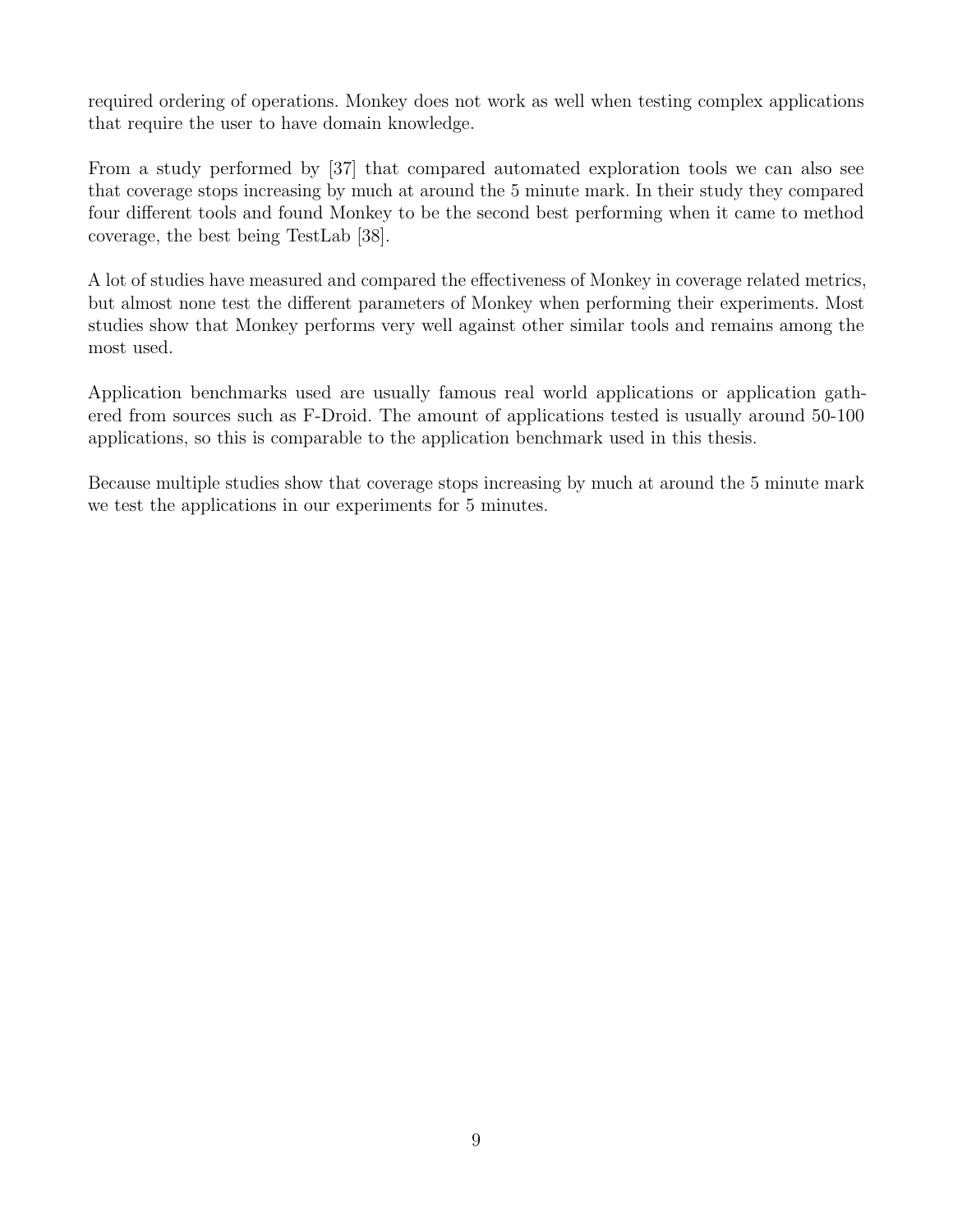required ordering of operations. Monkey does not work as well when testing complex applications that require the user to have domain knowledge.

From a study performed by [37] that compared automated exploration tools we can also see that coverage stops increasing by much at around the 5 minute mark. In their study they compared four different tools and found Monkey to be the second best performing when it came to method coverage, the best being TestLab [38].

A lot of studies have measured and compared the effectiveness of Monkey in coverage related metrics, but almost none test the different parameters of Monkey when performing their experiments. Most studies show that Monkey performs very well against other similar tools and remains among the most used.

Application benchmarks used are usually famous real world applications or application gathered from sources such as F-Droid. The amount of applications tested is usually around 50-100 applications, so this is comparable to the application benchmark used in this thesis.

Because multiple studies show that coverage stops increasing by much at around the 5 minute mark we test the applications in our experiments for 5 minutes.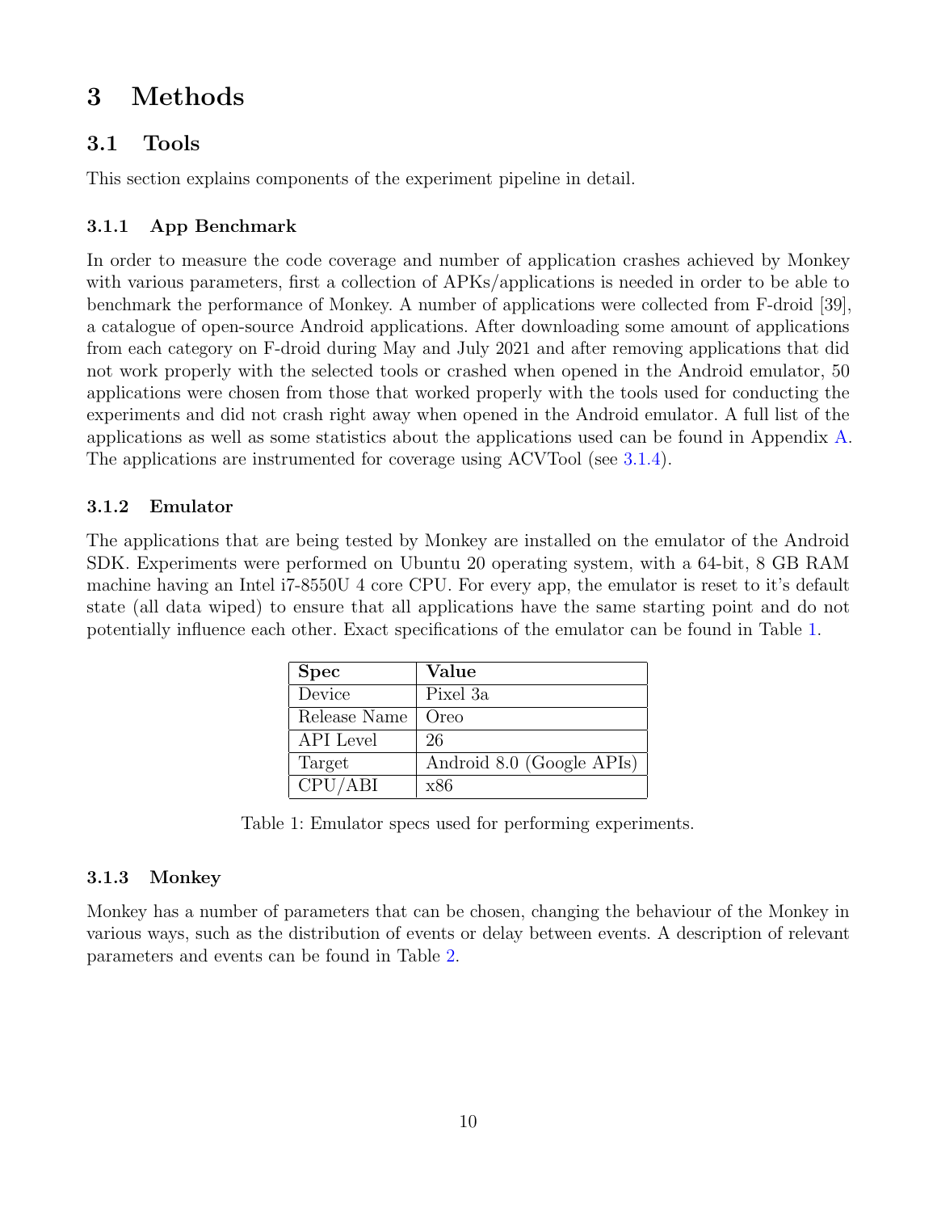# 3 Methods

## 3.1 Tools

This section explains components of the experiment pipeline in detail.

### 3.1.1 App Benchmark

In order to measure the code coverage and number of application crashes achieved by Monkey with various parameters, first a collection of APKs/applications is needed in order to be able to benchmark the performance of Monkey. A number of applications were collected from F-droid [39], a catalogue of open-source Android applications. After downloading some amount of applications from each category on F-droid during May and July 2021 and after removing applications that did not work properly with the selected tools or crashed when opened in the Android emulator, 50 applications were chosen from those that worked properly with the tools used for conducting the experiments and did not crash right away when opened in the Android emulator. A full list of the applications as well as some statistics about the applications used can be found in Appendix A. The applications are instrumented for coverage using ACVTool (see 3.1.4).

### 3.1.2 Emulator

The applications that are being tested by Monkey are installed on the emulator of the Android SDK. Experiments were performed on Ubuntu 20 operating system, with a 64-bit, 8 GB RAM machine having an Intel i7-8550U 4 core CPU. For every app, the emulator is reset to it's default state (all data wiped) to ensure that all applications have the same starting point and do not potentially influence each other. Exact specifications of the emulator can be found in Table 1.

| Spec | Value |
|---|---|
| Device | Pixel 3a |
| Release Name | Oreo |
| API Level | 26 |
| Target | Android 8.0 (Google APIs) |
| CPU/ABI | x86 |

Table 1: Emulator specs used for performing experiments.

### 3.1.3 Monkey

Monkey has a number of parameters that can be chosen, changing the behaviour of the Monkey in various ways, such as the distribution of events or delay between events. A description of relevant parameters and events can be found in Table 2.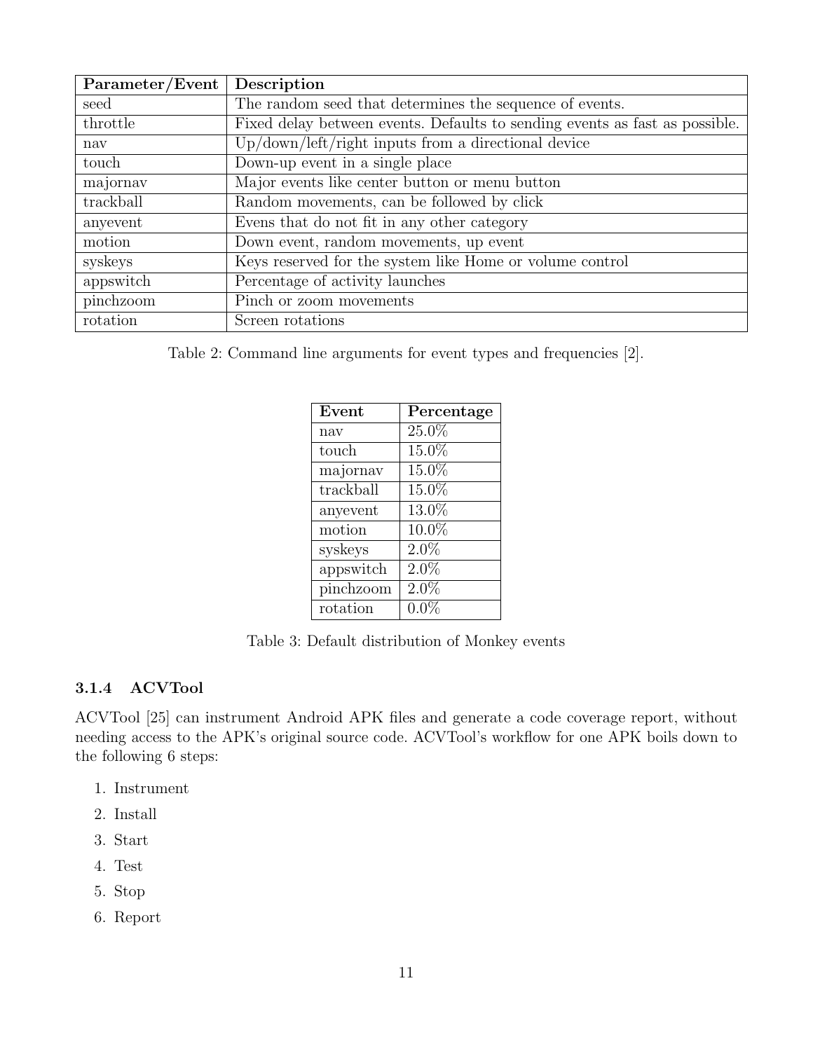| Parameter/Event | Description |
|---|---|
| seed | The random seed that determines the sequence of events. |
| throttle | Fixed delay between events. Defaults to sending events as fast as possible. |
| nav | Up/down/left/right inputs from a directional device |
| touch | Down-up event in a single place |
| majornav | Major events like center button or menu button |
| trackball | Random movements, can be followed by click |
| anyevent | Evens that do not fit in any other category |
| motion | Down event, random movements, up event |
| syskeys | Keys reserved for the system like Home or volume control |
| appswitch | Percentage of activity launches |
| pinchzoom | Pinch or zoom movements |
| rotation | Screen rotations |

Table 2: Command line arguments for event types and frequencies [2].

| Event | Percentage |
|---|---|
| nav | 25.0% |
| touch | 15.0% |
| majornav | 15.0% |
| trackball | 15.0% |
| anyevent | 13.0% |
| motion | 10.0% |
| syskeys | 2.0% |
| appswitch | 2.0% |
| pinchzoom | 2.0% |
| rotation | 0.0% |

Table 3: Default distribution of Monkey events

#### 3.1.4 ACVTool

ACVTool [25] can instrument Android APK files and generate a code coverage report, without needing access to the APK's original source code. ACVTool's workflow for one APK boils down to the following 6 steps:

1. Instrument
2. Install
3. Start
4. Test
5. Stop
6. Report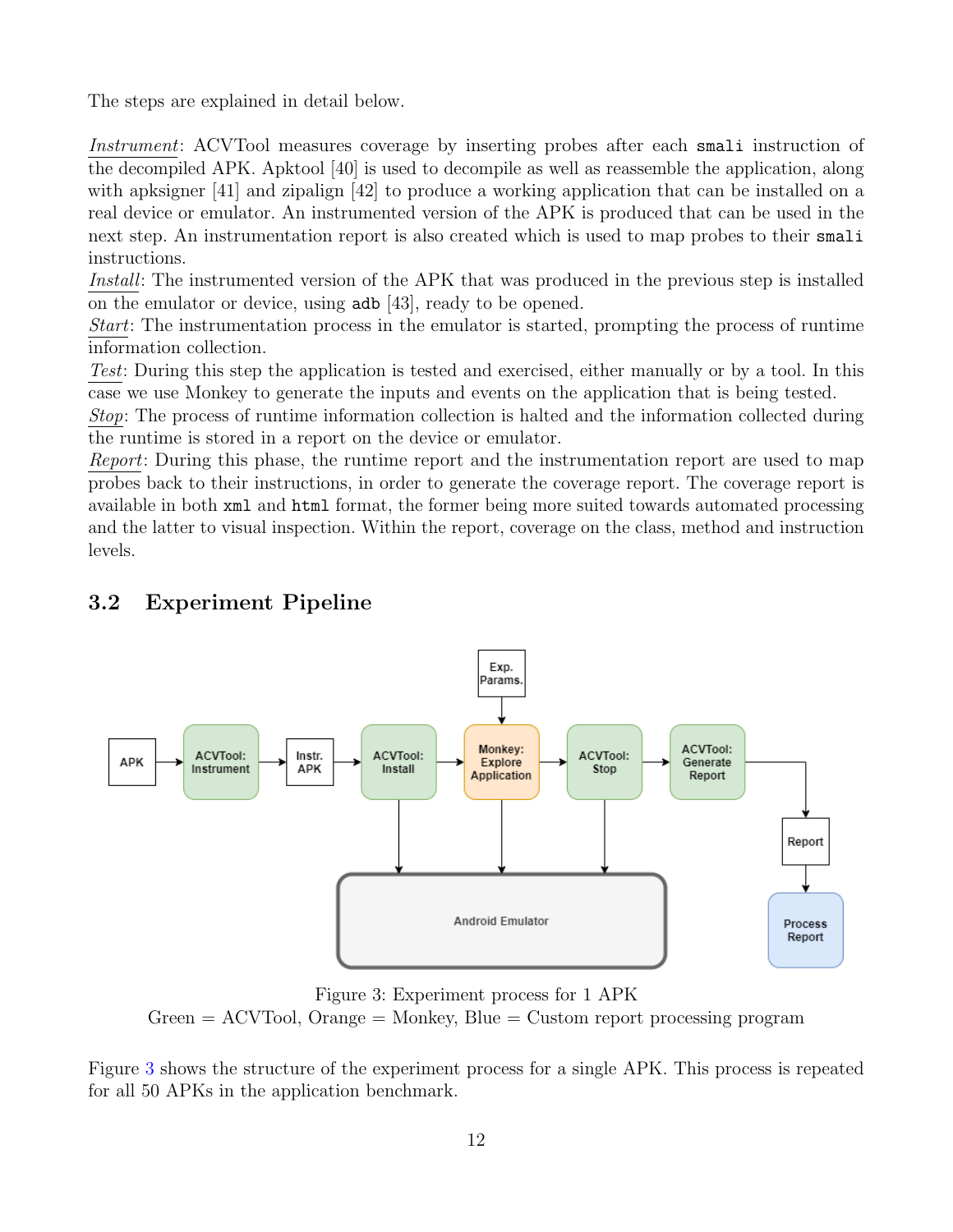The steps are explained in detail below.

*Instrument*: ACVTool measures coverage by inserting probes after each `smali` instruction of the decompiled APK. Apktool [40] is used to decompile as well as reassemble the application, along with apksigner [41] and zipalign [42] to produce a working application that can be installed on a real device or emulator. An instrumented version of the APK is produced that can be used in the next step. An instrumentation report is also created which is used to map probes to their `smali` instructions.
*Install*: The instrumented version of the APK that was produced in the previous step is installed on the emulator or device, using `adb` [43], ready to be opened.
*Start*: The instrumentation process in the emulator is started, prompting the process of runtime information collection.
*Test*: During this step the application is tested and exercised, either manually or by a tool. In this case we use Monkey to generate the inputs and events on the application that is being tested.
*Stop*: The process of runtime information collection is halted and the information collected during the runtime is stored in a report on the device or emulator.
*Report*: During this phase, the runtime report and the instrumentation report are used to map probes back to their instructions, in order to generate the coverage report. The coverage report is available in both `xml` and `html` format, the former being more suited towards automated processing and the latter to visual inspection. Within the report, coverage on the class, method and instruction levels.

## 3.2 Experiment Pipeline

Figure 3: Experiment process for 1 APK
Green = ACVTool, Orange = Monkey, Blue = Custom report processing program

Figure 3 shows the structure of the experiment process for a single APK. This process is repeated for all 50 APKs in the application benchmark.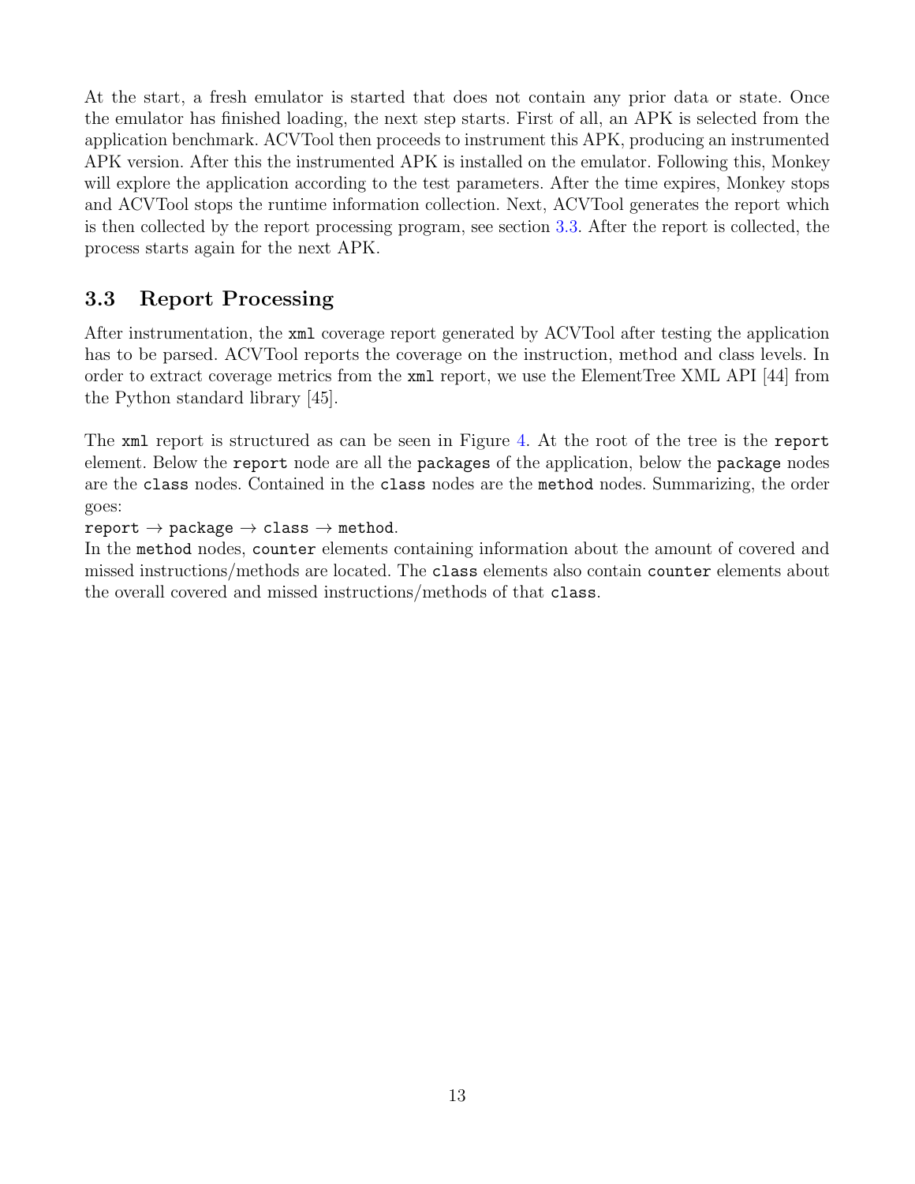At the start, a fresh emulator is started that does not contain any prior data or state. Once the emulator has finished loading, the next step starts. First of all, an APK is selected from the application benchmark. ACVTool then proceeds to instrument this APK, producing an instrumented APK version. After this the instrumented APK is installed on the emulator. Following this, Monkey will explore the application according to the test parameters. After the time expires, Monkey stops and ACVTool stops the runtime information collection. Next, ACVTool generates the report which is then collected by the report processing program, see section 3.3. After the report is collected, the process starts again for the next APK.

## 3.3 Report Processing

After instrumentation, the `xml` coverage report generated by ACVTool after testing the application has to be parsed. ACVTool reports the coverage on the instruction, method and class levels. In order to extract coverage metrics from the `xml` report, we use the ElementTree XML API [44] from the Python standard library [45].

The `xml` report is structured as can be seen in Figure 4. At the root of the tree is the `report` element. Below the `report` node are all the `packages` of the application, below the `package` nodes are the `class` nodes. Contained in the `class` nodes are the `method` nodes. Summarizing, the order goes:

`report` → `package` → `class` → `method`.

In the `method` nodes, `counter` elements containing information about the amount of covered and missed instructions/methods are located. The `class` elements also contain `counter` elements about the overall covered and missed instructions/methods of that `class`.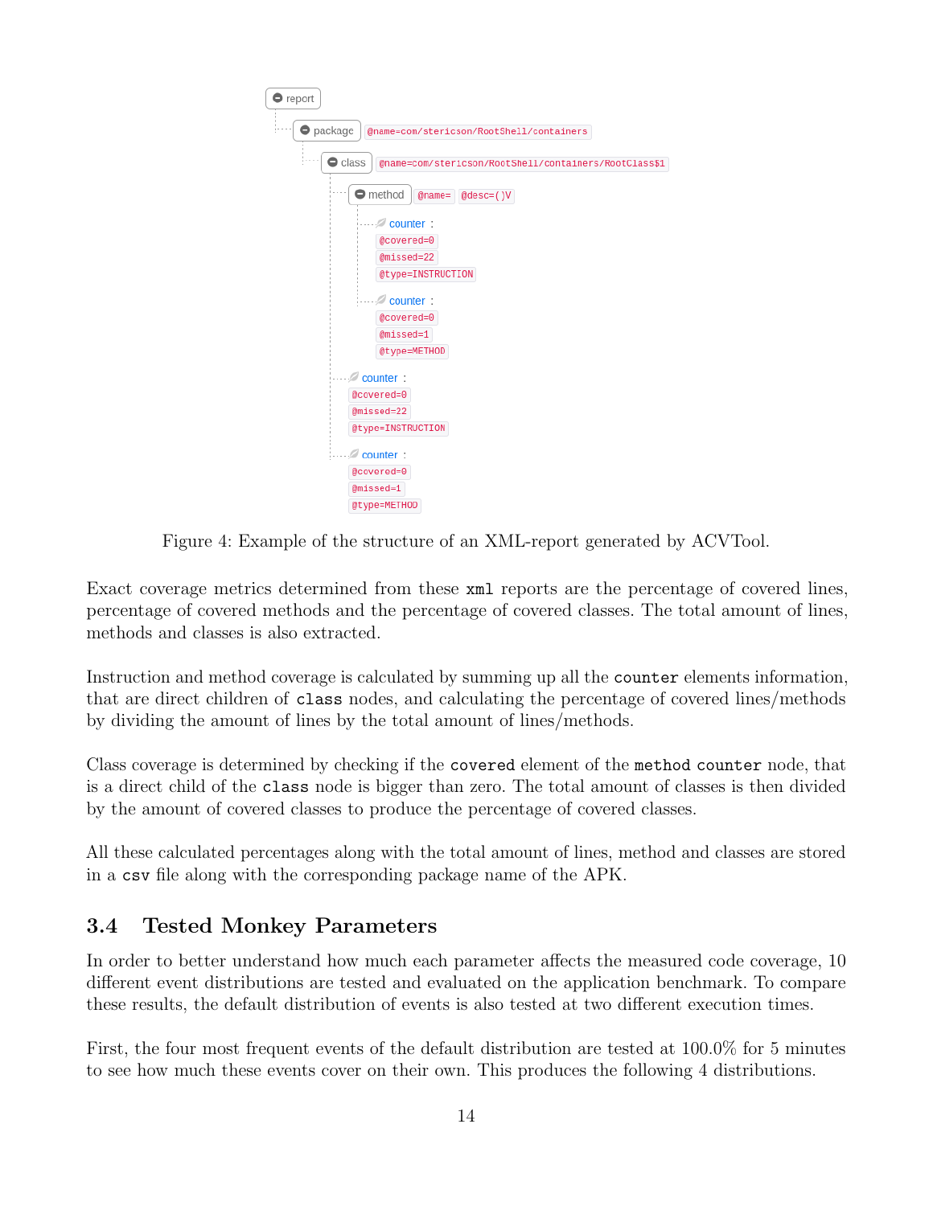```
report
  package  @name=com/stericson/RootShell/containers
    class  @name=com/stericson/RootShell/containers/RootClass$1
      method  @name=  @desc=()V
        counter :
          @covered=0
          @missed=22
          @type=INSTRUCTION
        counter :
          @covered=0
          @missed=1
          @type=METHOD
      counter :
        @covered=0
        @missed=22
        @type=INSTRUCTION
      counter :
        @covered=0
        @missed=1
        @type=METHOD
```

Figure 4: Example of the structure of an XML-report generated by ACVTool.

Exact coverage metrics determined from these `xml` reports are the percentage of covered lines, percentage of covered methods and the percentage of covered classes. The total amount of lines, methods and classes is also extracted.

Instruction and method coverage is calculated by summing up all the `counter` elements information, that are direct children of `class` nodes, and calculating the percentage of covered lines/methods by dividing the amount of lines by the total amount of lines/methods.

Class coverage is determined by checking if the `covered` element of the `method counter` node, that is a direct child of the `class` node is bigger than zero. The total amount of classes is then divided by the amount of covered classes to produce the percentage of covered classes.

All these calculated percentages along with the total amount of lines, method and classes are stored in a `csv` file along with the corresponding package name of the APK.

## 3.4 Tested Monkey Parameters

In order to better understand how much each parameter affects the measured code coverage, 10 different event distributions are tested and evaluated on the application benchmark. To compare these results, the default distribution of events is also tested at two different execution times.

First, the four most frequent events of the default distribution are tested at 100.0% for 5 minutes to see how much these events cover on their own. This produces the following 4 distributions.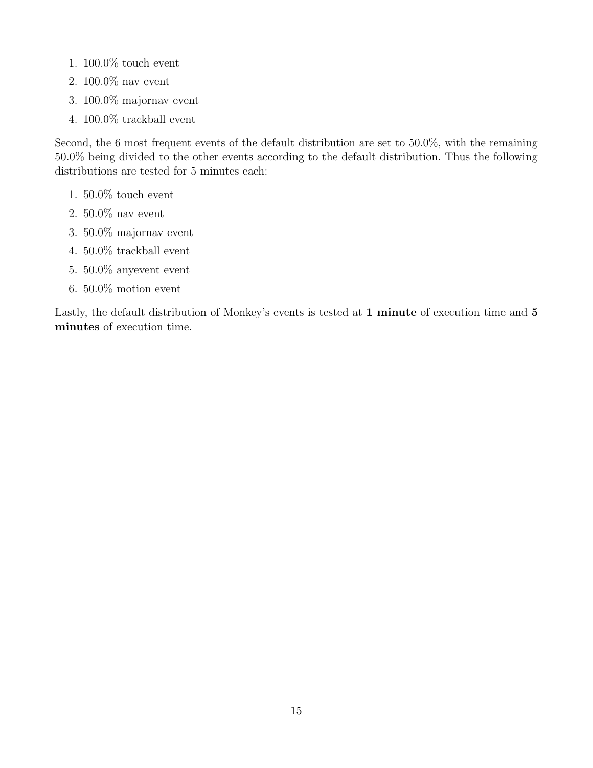1. 100.0% touch event
2. 100.0% nav event
3. 100.0% majornav event
4. 100.0% trackball event

Second, the 6 most frequent events of the default distribution are set to 50.0%, with the remaining 50.0% being divided to the other events according to the default distribution. Thus the following distributions are tested for 5 minutes each:

1. 50.0% touch event
2. 50.0% nav event
3. 50.0% majornav event
4. 50.0% trackball event
5. 50.0% anyevent event
6. 50.0% motion event

Lastly, the default distribution of Monkey's events is tested at **1 minute** of execution time and **5 minutes** of execution time.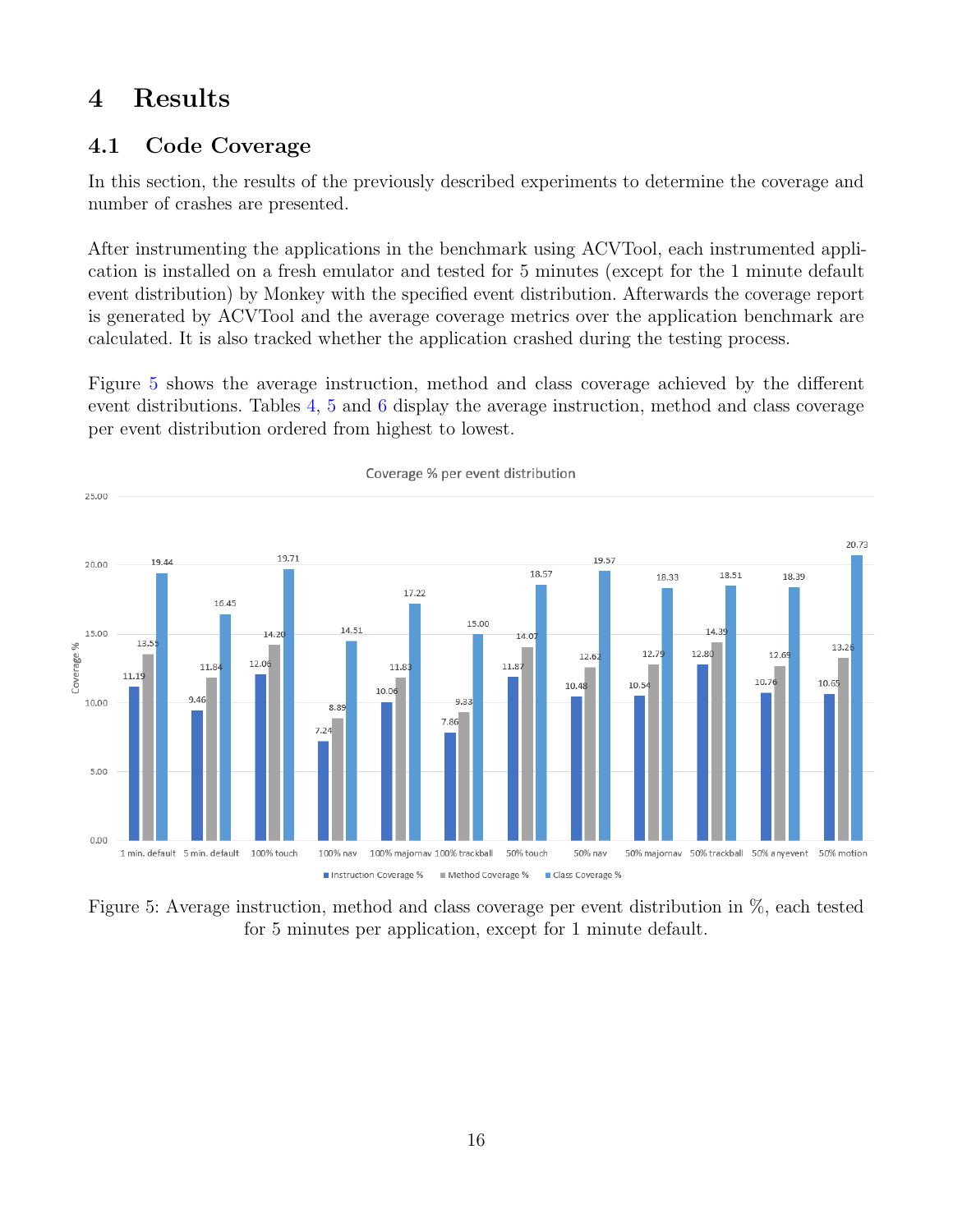# 4 Results

## 4.1 Code Coverage

In this section, the results of the previously described experiments to determine the coverage and number of crashes are presented.

After instrumenting the applications in the benchmark using ACVTool, each instrumented application is installed on a fresh emulator and tested for 5 minutes (except for the 1 minute default event distribution) by Monkey with the specified event distribution. Afterwards the coverage report is generated by ACVTool and the average coverage metrics over the application benchmark are calculated. It is also tracked whether the application crashed during the testing process.

Figure 5 shows the average instruction, method and class coverage achieved by the different event distributions. Tables 4, 5 and 6 display the average instruction, method and class coverage per event distribution ordered from highest to lowest.

Figure 5: Average instruction, method and class coverage per event distribution in %, each tested for 5 minutes per application, except for 1 minute default.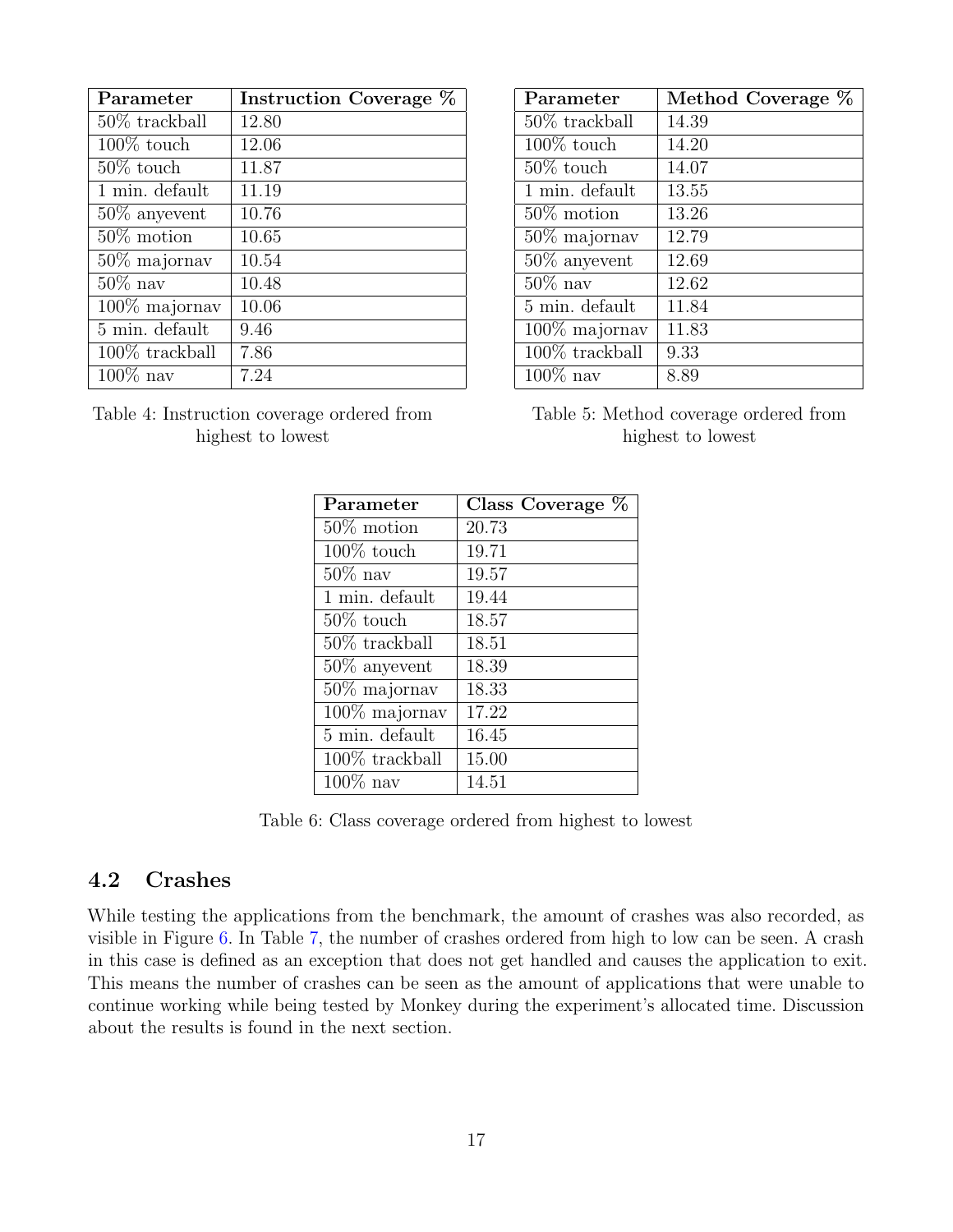| Parameter | Instruction Coverage % |
| --- | --- |
| 50% trackball | 12.80 |
| 100% touch | 12.06 |
| 50% touch | 11.87 |
| 1 min. default | 11.19 |
| 50% anyevent | 10.76 |
| 50% motion | 10.65 |
| 50% majornav | 10.54 |
| 50% nav | 10.48 |
| 100% majornav | 10.06 |
| 5 min. default | 9.46 |
| 100% trackball | 7.86 |
| 100% nav | 7.24 |

Table 4: Instruction coverage ordered from highest to lowest

| Parameter | Method Coverage % |
| --- | --- |
| 50% trackball | 14.39 |
| 100% touch | 14.20 |
| 50% touch | 14.07 |
| 1 min. default | 13.55 |
| 50% motion | 13.26 |
| 50% majornav | 12.79 |
| 50% anyevent | 12.69 |
| 50% nav | 12.62 |
| 5 min. default | 11.84 |
| 100% majornav | 11.83 |
| 100% trackball | 9.33 |
| 100% nav | 8.89 |

Table 5: Method coverage ordered from highest to lowest

| Parameter | Class Coverage % |
| --- | --- |
| 50% motion | 20.73 |
| 100% touch | 19.71 |
| 50% nav | 19.57 |
| 1 min. default | 19.44 |
| 50% touch | 18.57 |
| 50% trackball | 18.51 |
| 50% anyevent | 18.39 |
| 50% majornav | 18.33 |
| 100% majornav | 17.22 |
| 5 min. default | 16.45 |
| 100% trackball | 15.00 |
| 100% nav | 14.51 |

Table 6: Class coverage ordered from highest to lowest

## 4.2 Crashes

While testing the applications from the benchmark, the amount of crashes was also recorded, as visible in Figure 6. In Table 7, the number of crashes ordered from high to low can be seen. A crash in this case is defined as an exception that does not get handled and causes the application to exit. This means the number of crashes can be seen as the amount of applications that were unable to continue working while being tested by Monkey during the experiment's allocated time. Discussion about the results is found in the next section.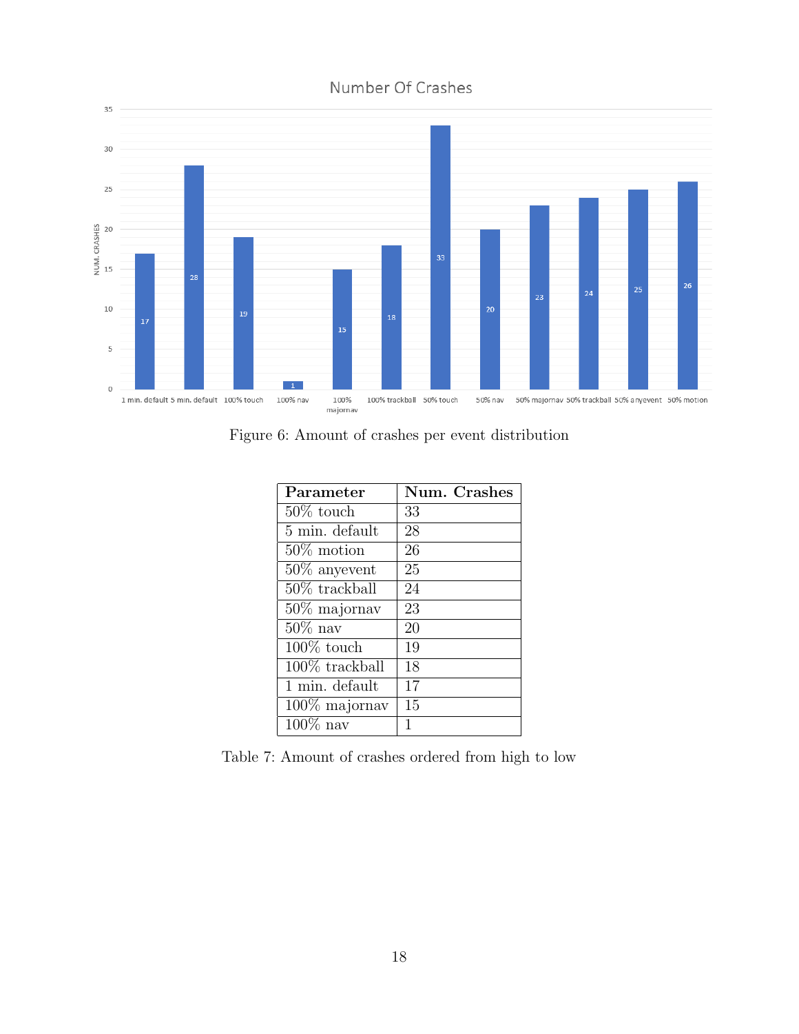Figure 6: Amount of crashes per event distribution

| Parameter | Num. Crashes |
|---|---|
| 50% touch | 33 |
| 5 min. default | 28 |
| 50% motion | 26 |
| 50% anyevent | 25 |
| 50% trackball | 24 |
| 50% majornav | 23 |
| 50% nav | 20 |
| 100% touch | 19 |
| 100% trackball | 18 |
| 1 min. default | 17 |
| 100% majornav | 15 |
| 100% nav | 1 |

Table 7: Amount of crashes ordered from high to low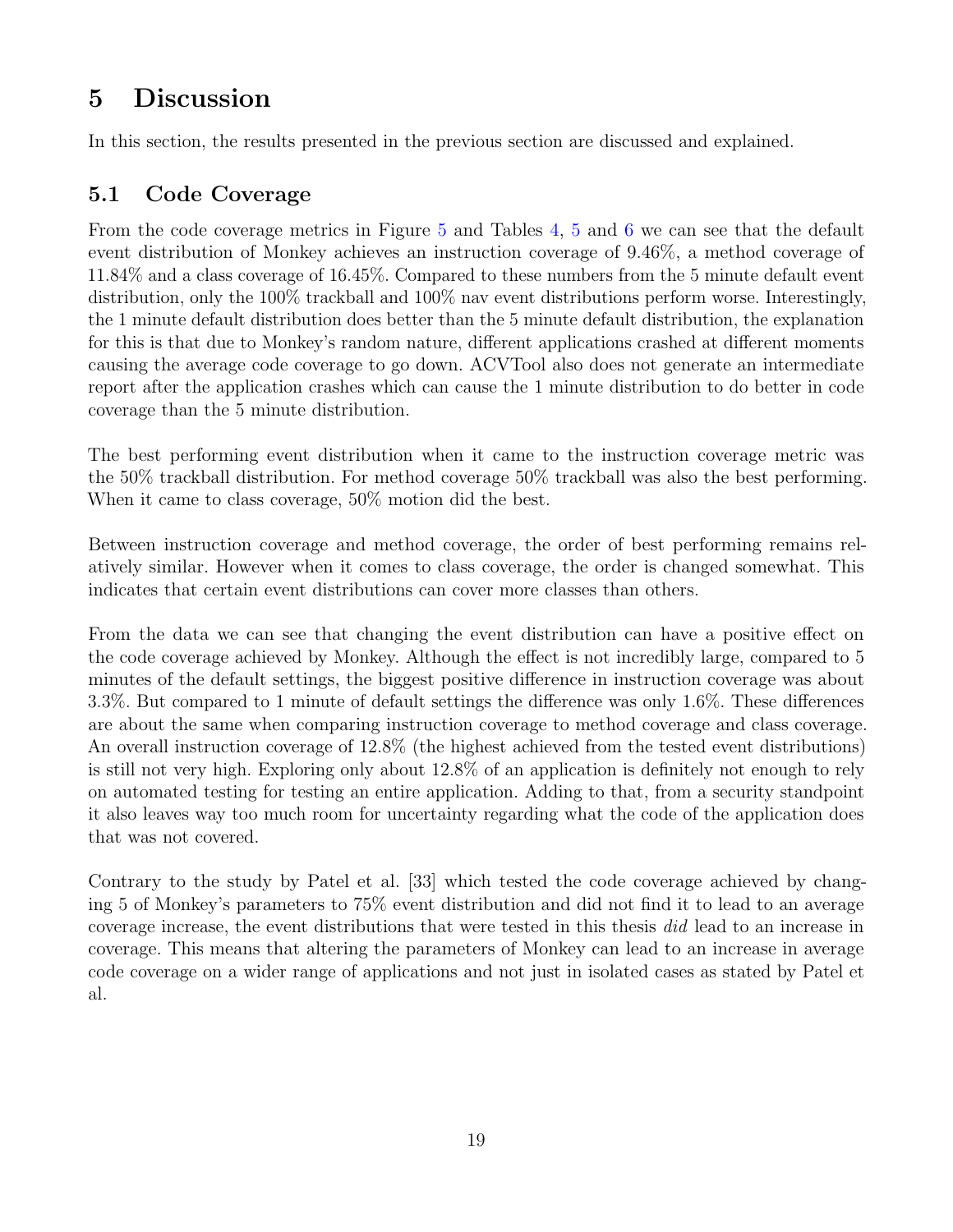# 5 Discussion

In this section, the results presented in the previous section are discussed and explained.

## 5.1 Code Coverage

From the code coverage metrics in Figure 5 and Tables 4, 5 and 6 we can see that the default event distribution of Monkey achieves an instruction coverage of 9.46%, a method coverage of 11.84% and a class coverage of 16.45%. Compared to these numbers from the 5 minute default event distribution, only the 100% trackball and 100% nav event distributions perform worse. Interestingly, the 1 minute default distribution does better than the 5 minute default distribution, the explanation for this is that due to Monkey's random nature, different applications crashed at different moments causing the average code coverage to go down. ACVTool also does not generate an intermediate report after the application crashes which can cause the 1 minute distribution to do better in code coverage than the 5 minute distribution.

The best performing event distribution when it came to the instruction coverage metric was the 50% trackball distribution. For method coverage 50% trackball was also the best performing. When it came to class coverage, 50% motion did the best.

Between instruction coverage and method coverage, the order of best performing remains relatively similar. However when it comes to class coverage, the order is changed somewhat. This indicates that certain event distributions can cover more classes than others.

From the data we can see that changing the event distribution can have a positive effect on the code coverage achieved by Monkey. Although the effect is not incredibly large, compared to 5 minutes of the default settings, the biggest positive difference in instruction coverage was about 3.3%. But compared to 1 minute of default settings the difference was only 1.6%. These differences are about the same when comparing instruction coverage to method coverage and class coverage. An overall instruction coverage of 12.8% (the highest achieved from the tested event distributions) is still not very high. Exploring only about 12.8% of an application is definitely not enough to rely on automated testing for testing an entire application. Adding to that, from a security standpoint it also leaves way too much room for uncertainty regarding what the code of the application does that was not covered.

Contrary to the study by Patel et al. [33] which tested the code coverage achieved by changing 5 of Monkey's parameters to 75% event distribution and did not find it to lead to an average coverage increase, the event distributions that were tested in this thesis *did* lead to an increase in coverage. This means that altering the parameters of Monkey can lead to an increase in average code coverage on a wider range of applications and not just in isolated cases as stated by Patel et al.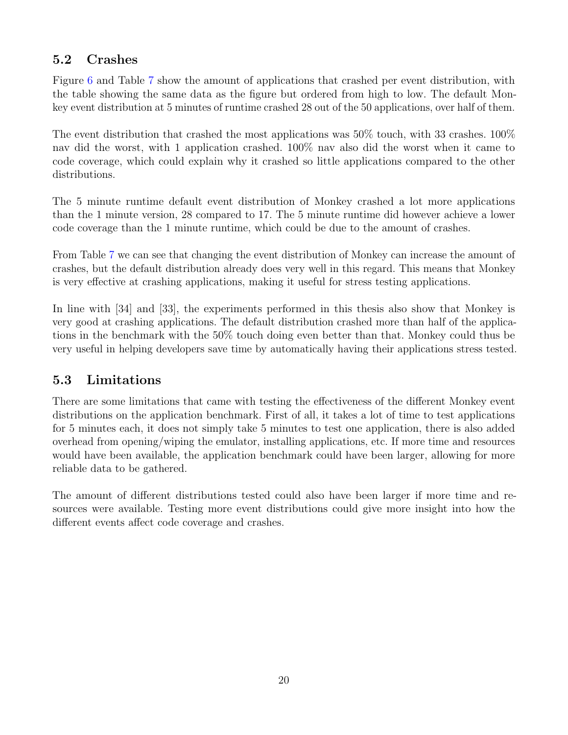## 5.2 Crashes

Figure 6 and Table 7 show the amount of applications that crashed per event distribution, with the table showing the same data as the figure but ordered from high to low. The default Monkey event distribution at 5 minutes of runtime crashed 28 out of the 50 applications, over half of them.

The event distribution that crashed the most applications was 50% touch, with 33 crashes. 100% nav did the worst, with 1 application crashed. 100% nav also did the worst when it came to code coverage, which could explain why it crashed so little applications compared to the other distributions.

The 5 minute runtime default event distribution of Monkey crashed a lot more applications than the 1 minute version, 28 compared to 17. The 5 minute runtime did however achieve a lower code coverage than the 1 minute runtime, which could be due to the amount of crashes.

From Table 7 we can see that changing the event distribution of Monkey can increase the amount of crashes, but the default distribution already does very well in this regard. This means that Monkey is very effective at crashing applications, making it useful for stress testing applications.

In line with [34] and [33], the experiments performed in this thesis also show that Monkey is very good at crashing applications. The default distribution crashed more than half of the applications in the benchmark with the 50% touch doing even better than that. Monkey could thus be very useful in helping developers save time by automatically having their applications stress tested.

## 5.3 Limitations

There are some limitations that came with testing the effectiveness of the different Monkey event distributions on the application benchmark. First of all, it takes a lot of time to test applications for 5 minutes each, it does not simply take 5 minutes to test one application, there is also added overhead from opening/wiping the emulator, installing applications, etc. If more time and resources would have been available, the application benchmark could have been larger, allowing for more reliable data to be gathered.

The amount of different distributions tested could also have been larger if more time and resources were available. Testing more event distributions could give more insight into how the different events affect code coverage and crashes.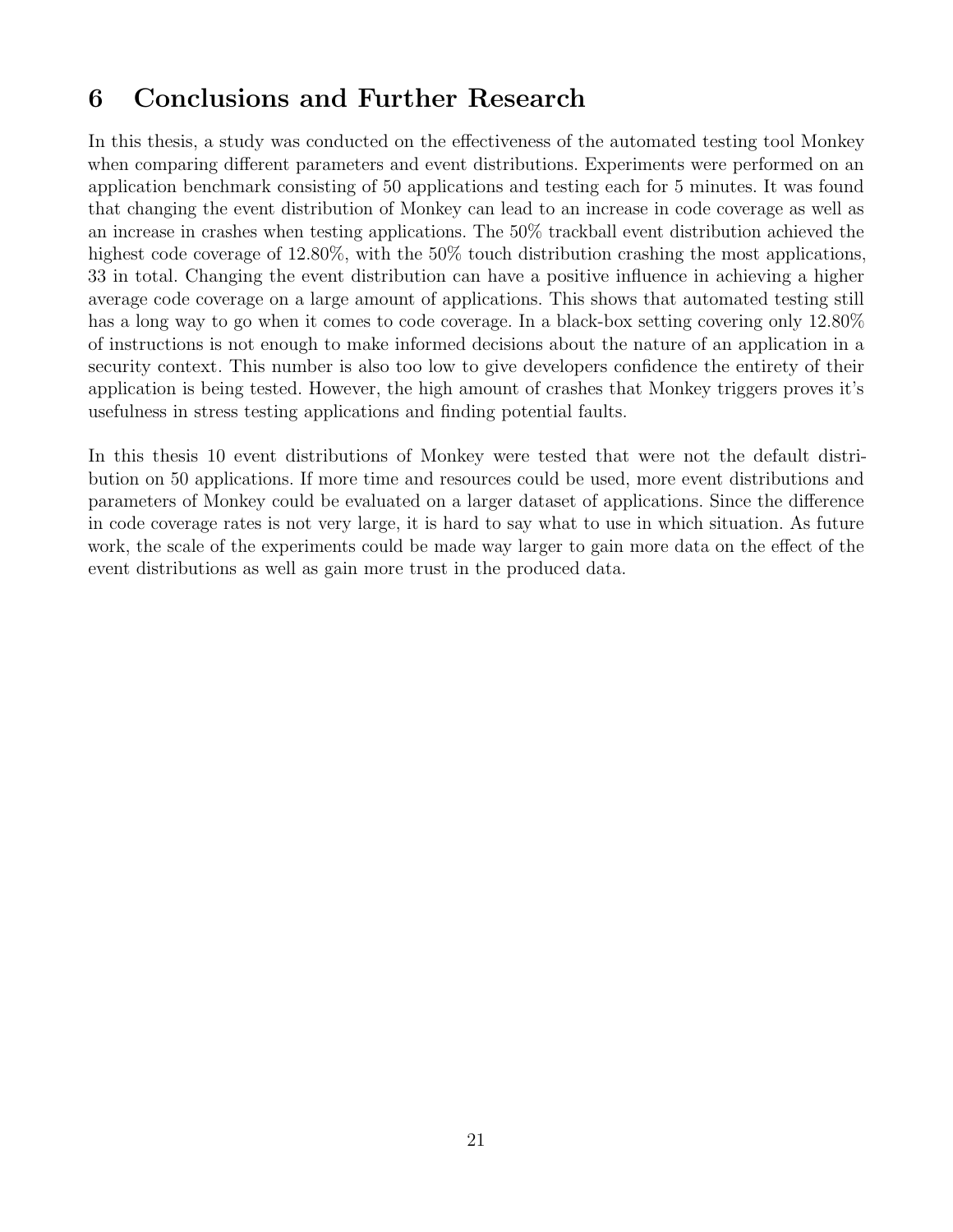# 6 Conclusions and Further Research

In this thesis, a study was conducted on the effectiveness of the automated testing tool Monkey when comparing different parameters and event distributions. Experiments were performed on an application benchmark consisting of 50 applications and testing each for 5 minutes. It was found that changing the event distribution of Monkey can lead to an increase in code coverage as well as an increase in crashes when testing applications. The 50% trackball event distribution achieved the highest code coverage of 12.80%, with the 50% touch distribution crashing the most applications, 33 in total. Changing the event distribution can have a positive influence in achieving a higher average code coverage on a large amount of applications. This shows that automated testing still has a long way to go when it comes to code coverage. In a black-box setting covering only 12.80% of instructions is not enough to make informed decisions about the nature of an application in a security context. This number is also too low to give developers confidence the entirety of their application is being tested. However, the high amount of crashes that Monkey triggers proves it's usefulness in stress testing applications and finding potential faults.

In this thesis 10 event distributions of Monkey were tested that were not the default distribution on 50 applications. If more time and resources could be used, more event distributions and parameters of Monkey could be evaluated on a larger dataset of applications. Since the difference in code coverage rates is not very large, it is hard to say what to use in which situation. As future work, the scale of the experiments could be made way larger to gain more data on the effect of the event distributions as well as gain more trust in the produced data.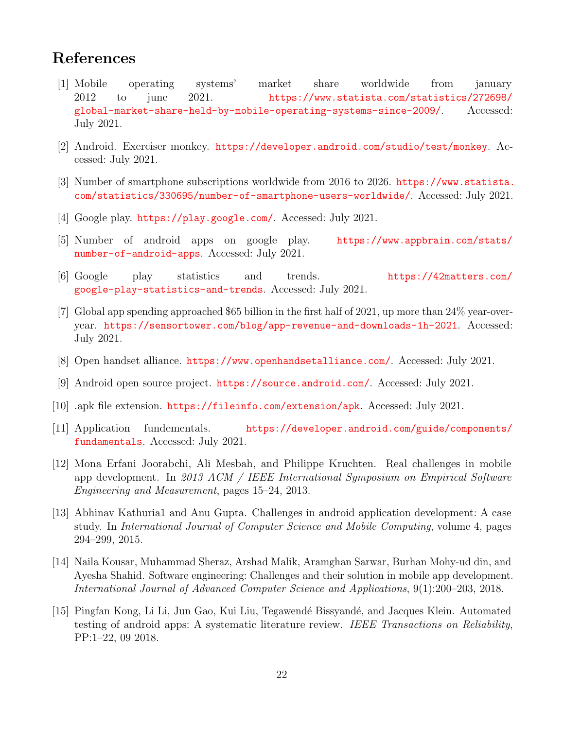# References

[1] Mobile operating systems' market share worldwide from january 2012 to june 2021. https://www.statista.com/statistics/272698/global-market-share-held-by-mobile-operating-systems-since-2009/. Accessed: July 2021.

[2] Android. Exerciser monkey. https://developer.android.com/studio/test/monkey. Accessed: July 2021.

[3] Number of smartphone subscriptions worldwide from 2016 to 2026. https://www.statista.com/statistics/330695/number-of-smartphone-users-worldwide/. Accessed: July 2021.

[4] Google play. https://play.google.com/. Accessed: July 2021.

[5] Number of android apps on google play. https://www.appbrain.com/stats/number-of-android-apps. Accessed: July 2021.

[6] Google play statistics and trends. https://42matters.com/google-play-statistics-and-trends. Accessed: July 2021.

[7] Global app spending approached $65 billion in the first half of 2021, up more than 24% year-over-year. https://sensortower.com/blog/app-revenue-and-downloads-1h-2021. Accessed: July 2021.

[8] Open handset alliance. https://www.openhandsetalliance.com/. Accessed: July 2021.

[9] Android open source project. https://source.android.com/. Accessed: July 2021.

[10] .apk file extension. https://fileinfo.com/extension/apk. Accessed: July 2021.

[11] Application fundementals. https://developer.android.com/guide/components/fundamentals. Accessed: July 2021.

[12] Mona Erfani Joorabchi, Ali Mesbah, and Philippe Kruchten. Real challenges in mobile app development. In *2013 ACM / IEEE International Symposium on Empirical Software Engineering and Measurement*, pages 15–24, 2013.

[13] Abhinav Kathuria1 and Anu Gupta. Challenges in android application development: A case study. In *International Journal of Computer Science and Mobile Computing*, volume 4, pages 294–299, 2015.

[14] Naila Kousar, Muhammad Sheraz, Arshad Malik, Aramghan Sarwar, Burhan Mohy-ud din, and Ayesha Shahid. Software engineering: Challenges and their solution in mobile app development. *International Journal of Advanced Computer Science and Applications*, 9(1):200–203, 2018.

[15] Pingfan Kong, Li Li, Jun Gao, Kui Liu, Tegawendé Bissyandé, and Jacques Klein. Automated testing of android apps: A systematic literature review. *IEEE Transactions on Reliability*, PP:1–22, 09 2018.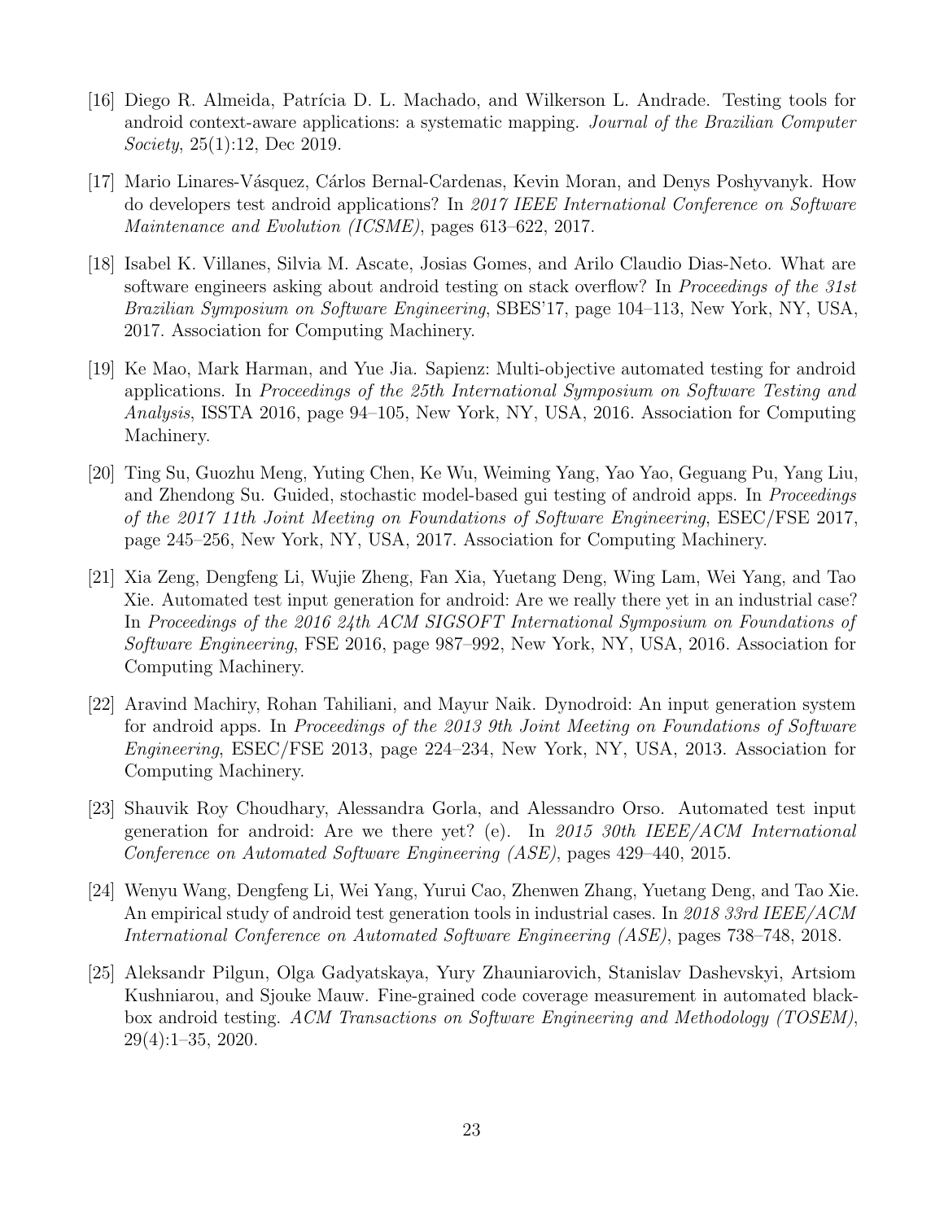[16] Diego R. Almeida, Patrícia D. L. Machado, and Wilkerson L. Andrade. Testing tools for android context-aware applications: a systematic mapping. *Journal of the Brazilian Computer Society*, 25(1):12, Dec 2019.

[17] Mario Linares-Vásquez, Cárlos Bernal-Cardenas, Kevin Moran, and Denys Poshyvanyk. How do developers test android applications? In *2017 IEEE International Conference on Software Maintenance and Evolution (ICSME)*, pages 613–622, 2017.

[18] Isabel K. Villanes, Silvia M. Ascate, Josias Gomes, and Arilo Claudio Dias-Neto. What are software engineers asking about android testing on stack overflow? In *Proceedings of the 31st Brazilian Symposium on Software Engineering*, SBES'17, page 104–113, New York, NY, USA, 2017. Association for Computing Machinery.

[19] Ke Mao, Mark Harman, and Yue Jia. Sapienz: Multi-objective automated testing for android applications. In *Proceedings of the 25th International Symposium on Software Testing and Analysis*, ISSTA 2016, page 94–105, New York, NY, USA, 2016. Association for Computing Machinery.

[20] Ting Su, Guozhu Meng, Yuting Chen, Ke Wu, Weiming Yang, Yao Yao, Geguang Pu, Yang Liu, and Zhendong Su. Guided, stochastic model-based gui testing of android apps. In *Proceedings of the 2017 11th Joint Meeting on Foundations of Software Engineering*, ESEC/FSE 2017, page 245–256, New York, NY, USA, 2017. Association for Computing Machinery.

[21] Xia Zeng, Dengfeng Li, Wujie Zheng, Fan Xia, Yuetang Deng, Wing Lam, Wei Yang, and Tao Xie. Automated test input generation for android: Are we really there yet in an industrial case? In *Proceedings of the 2016 24th ACM SIGSOFT International Symposium on Foundations of Software Engineering*, FSE 2016, page 987–992, New York, NY, USA, 2016. Association for Computing Machinery.

[22] Aravind Machiry, Rohan Tahiliani, and Mayur Naik. Dynodroid: An input generation system for android apps. In *Proceedings of the 2013 9th Joint Meeting on Foundations of Software Engineering*, ESEC/FSE 2013, page 224–234, New York, NY, USA, 2013. Association for Computing Machinery.

[23] Shauvik Roy Choudhary, Alessandra Gorla, and Alessandro Orso. Automated test input generation for android: Are we there yet? (e). In *2015 30th IEEE/ACM International Conference on Automated Software Engineering (ASE)*, pages 429–440, 2015.

[24] Wenyu Wang, Dengfeng Li, Wei Yang, Yurui Cao, Zhenwen Zhang, Yuetang Deng, and Tao Xie. An empirical study of android test generation tools in industrial cases. In *2018 33rd IEEE/ACM International Conference on Automated Software Engineering (ASE)*, pages 738–748, 2018.

[25] Aleksandr Pilgun, Olga Gadyatskaya, Yury Zhauniarovich, Stanislav Dashevskyi, Artsiom Kushniarou, and Sjouke Mauw. Fine-grained code coverage measurement in automated black-box android testing. *ACM Transactions on Software Engineering and Methodology (TOSEM)*, 29(4):1–35, 2020.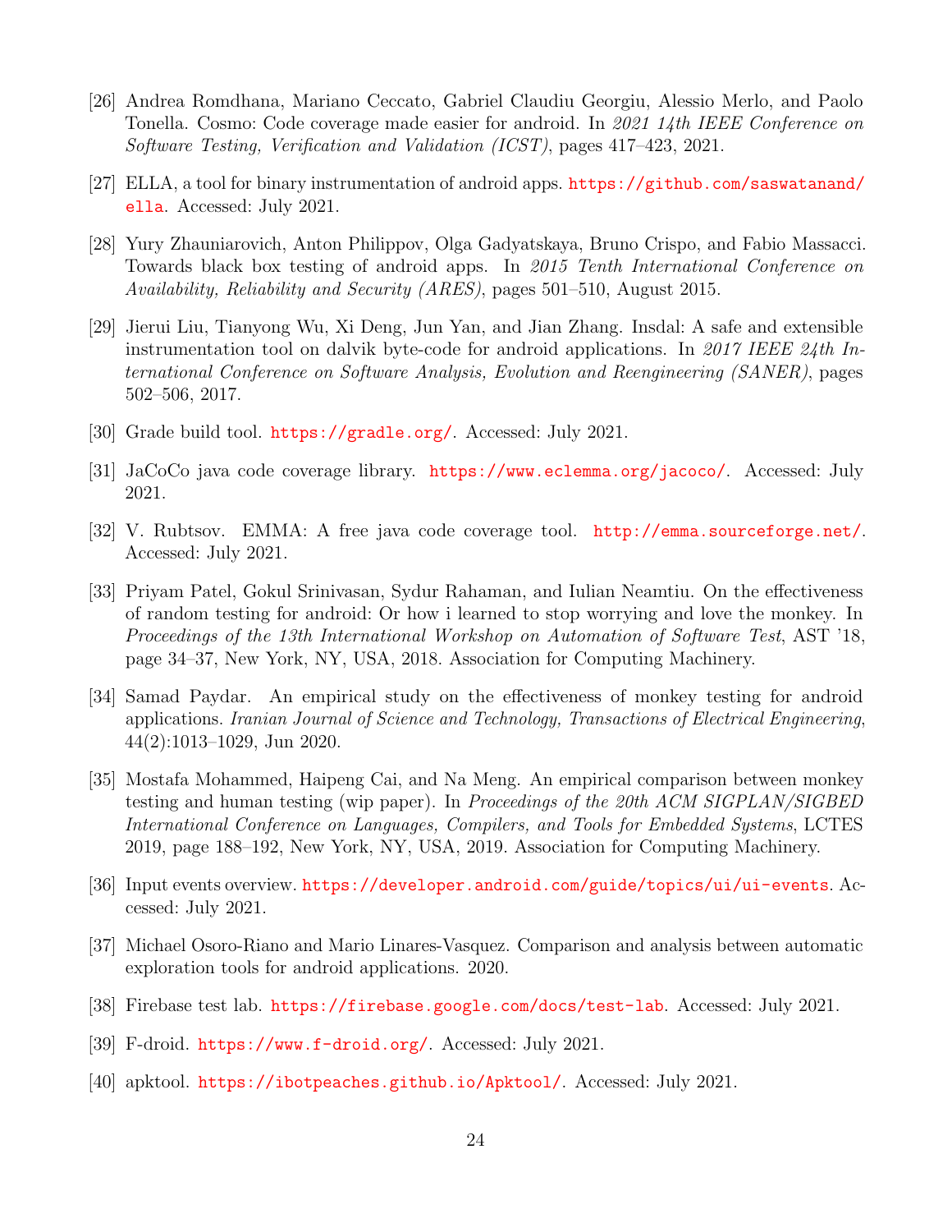[26] Andrea Romdhana, Mariano Ceccato, Gabriel Claudiu Georgiu, Alessio Merlo, and Paolo Tonella. Cosmo: Code coverage made easier for android. In *2021 14th IEEE Conference on Software Testing, Verification and Validation (ICST)*, pages 417–423, 2021.

[27] ELLA, a tool for binary instrumentation of android apps. https://github.com/saswatanand/ella. Accessed: July 2021.

[28] Yury Zhauniarovich, Anton Philippov, Olga Gadyatskaya, Bruno Crispo, and Fabio Massacci. Towards black box testing of android apps. In *2015 Tenth International Conference on Availability, Reliability and Security (ARES)*, pages 501–510, August 2015.

[29] Jierui Liu, Tianyong Wu, Xi Deng, Jun Yan, and Jian Zhang. Insdal: A safe and extensible instrumentation tool on dalvik byte-code for android applications. In *2017 IEEE 24th International Conference on Software Analysis, Evolution and Reengineering (SANER)*, pages 502–506, 2017.

[30] Grade build tool. https://gradle.org/. Accessed: July 2021.

[31] JaCoCo java code coverage library. https://www.eclemma.org/jacoco/. Accessed: July 2021.

[32] V. Rubtsov. EMMA: A free java code coverage tool. http://emma.sourceforge.net/. Accessed: July 2021.

[33] Priyam Patel, Gokul Srinivasan, Sydur Rahaman, and Iulian Neamtiu. On the effectiveness of random testing for android: Or how i learned to stop worrying and love the monkey. In *Proceedings of the 13th International Workshop on Automation of Software Test*, AST '18, page 34–37, New York, NY, USA, 2018. Association for Computing Machinery.

[34] Samad Paydar. An empirical study on the effectiveness of monkey testing for android applications. *Iranian Journal of Science and Technology, Transactions of Electrical Engineering*, 44(2):1013–1029, Jun 2020.

[35] Mostafa Mohammed, Haipeng Cai, and Na Meng. An empirical comparison between monkey testing and human testing (wip paper). In *Proceedings of the 20th ACM SIGPLAN/SIGBED International Conference on Languages, Compilers, and Tools for Embedded Systems*, LCTES 2019, page 188–192, New York, NY, USA, 2019. Association for Computing Machinery.

[36] Input events overview. https://developer.android.com/guide/topics/ui/ui-events. Accessed: July 2021.

[37] Michael Osoro-Riano and Mario Linares-Vasquez. Comparison and analysis between automatic exploration tools for android applications. 2020.

[38] Firebase test lab. https://firebase.google.com/docs/test-lab. Accessed: July 2021.

[39] F-droid. https://www.f-droid.org/. Accessed: July 2021.

[40] apktool. https://ibotpeaches.github.io/Apktool/. Accessed: July 2021.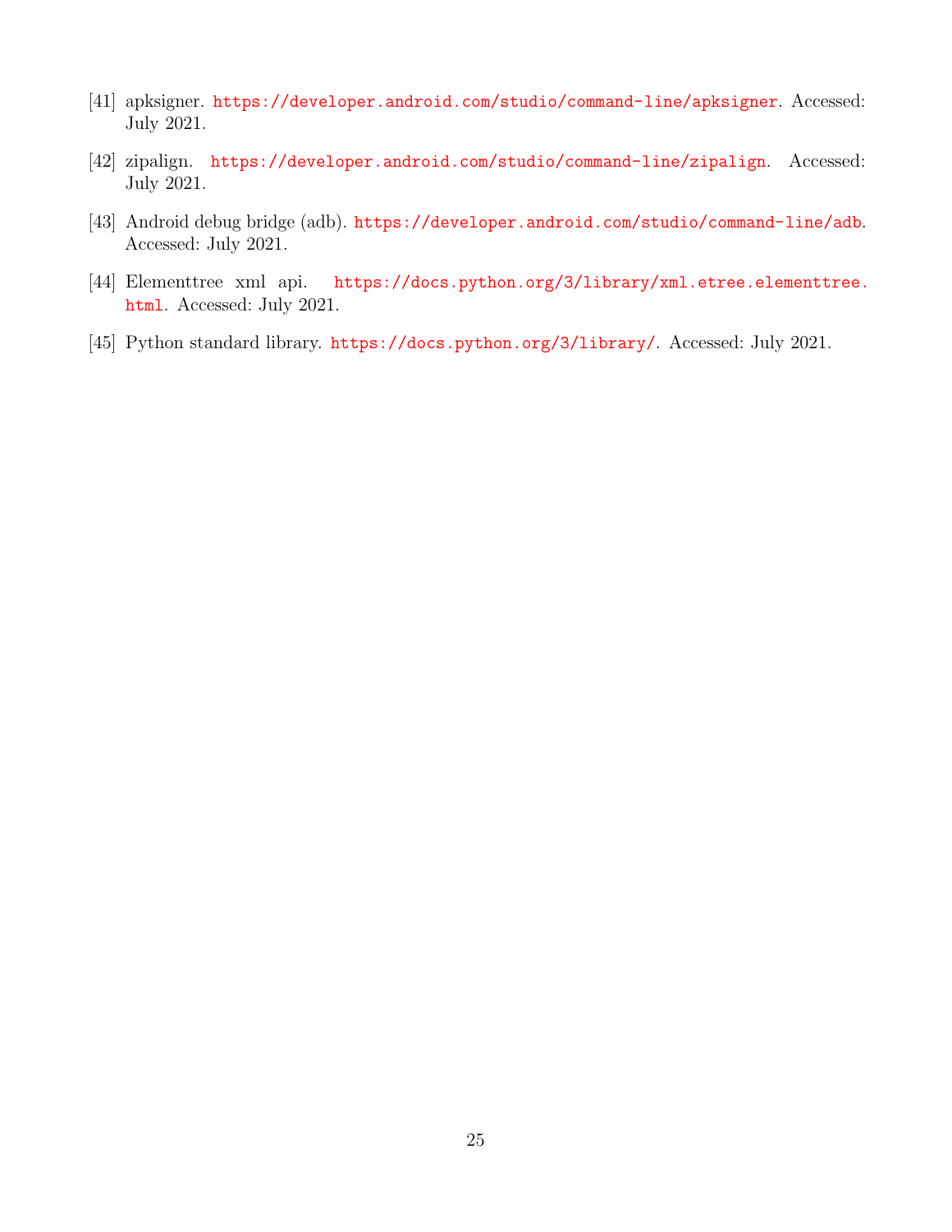[41] apksigner. https://developer.android.com/studio/command-line/apksigner. Accessed: July 2021.

[42] zipalign. https://developer.android.com/studio/command-line/zipalign. Accessed: July 2021.

[43] Android debug bridge (adb). https://developer.android.com/studio/command-line/adb. Accessed: July 2021.

[44] Elementtree xml api. https://docs.python.org/3/library/xml.etree.elementtree.html. Accessed: July 2021.

[45] Python standard library. https://docs.python.org/3/library/. Accessed: July 2021.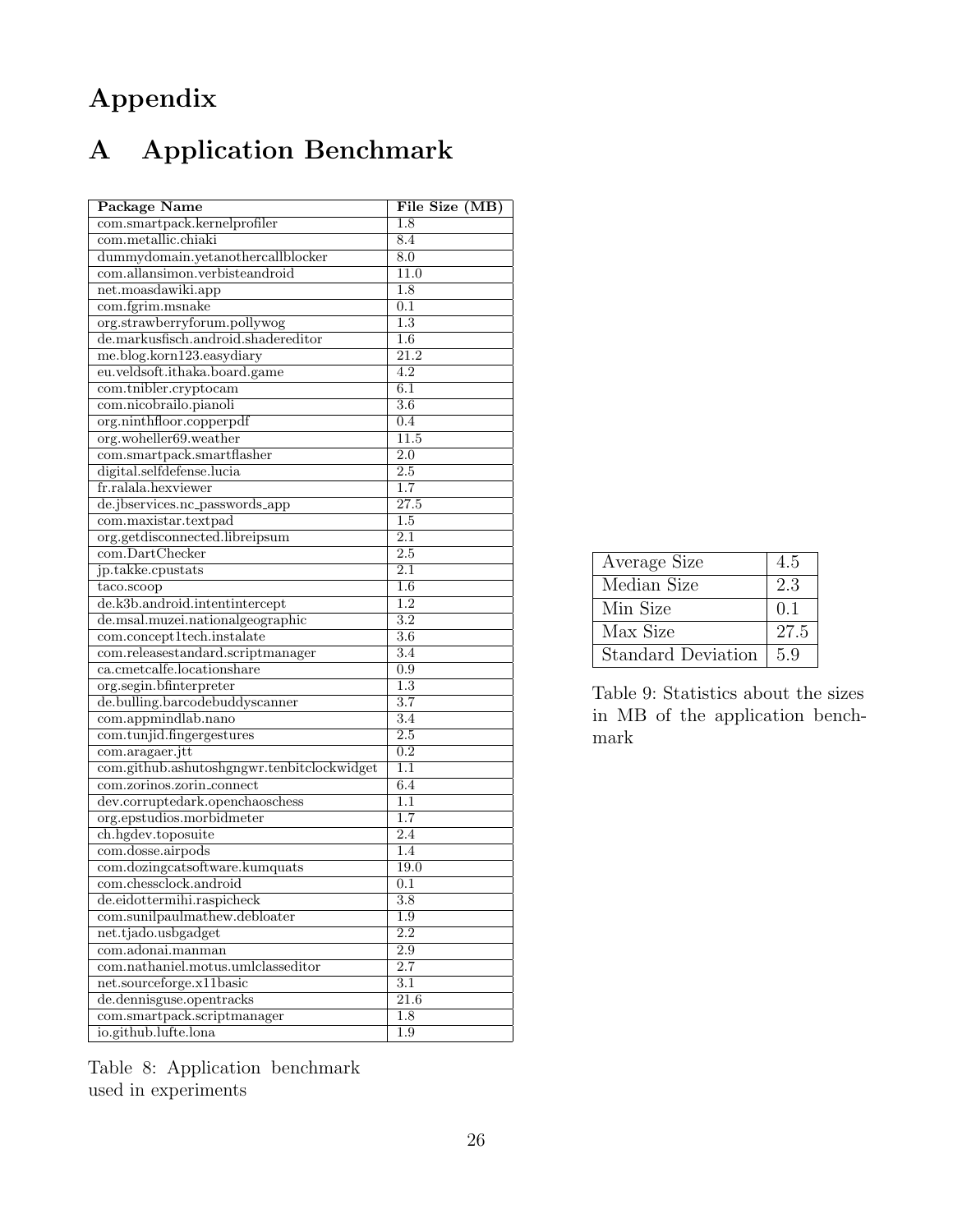# Appendix

# A Application Benchmark

| Package Name | File Size (MB) |
|---|---|
| com.smartpack.kernelprofiler | 1.8 |
| com.metallic.chiaki | 8.4 |
| dummydomain.yetanothercallblocker | 8.0 |
| com.allansimon.verbisteandroid | 11.0 |
| net.moasdawiki.app | 1.8 |
| com.fgrim.msnake | 0.1 |
| org.strawberryforum.pollywog | 1.3 |
| de.markusfisch.android.shadereditor | 1.6 |
| me.blog.korn123.easydiary | 21.2 |
| eu.veldsoft.ithaka.board.game | 4.2 |
| com.tnibler.cryptocam | 6.1 |
| com.nicobrailo.pianoli | 3.6 |
| org.ninthfloor.copperpdf | 0.4 |
| org.woheller69.weather | 11.5 |
| com.smartpack.smartflasher | 2.0 |
| digital.selfdefense.lucia | 2.5 |
| fr.ralala.hexviewer | 1.7 |
| de.jbservices.nc_passwords_app | 27.5 |
| com.maxistar.textpad | 1.5 |
| org.getdisconnected.libreipsum | 2.1 |
| com.DartChecker | 2.5 |
| jp.takke.cpustats | 2.1 |
| taco.scoop | 1.6 |
| de.k3b.android.intentintercept | 1.2 |
| de.msal.muzei.nationalgeographic | 3.2 |
| com.concept1tech.instalate | 3.6 |
| com.releasestandard.scriptmanager | 3.4 |
| ca.cmetcalfe.locationshare | 0.9 |
| org.segin.bfinterpreter | 1.3 |
| de.bulling.barcodebuddyscanner | 3.7 |
| com.appmindlab.nano | 3.4 |
| com.tunjid.fingergestures | 2.5 |
| com.aragaer.jtt | 0.2 |
| com.github.ashutoshgngwr.tenbitclockwidget | 1.1 |
| com.zorinos.zorin_connect | 6.4 |
| dev.corruptedark.openchaoschess | 1.1 |
| org.epstudios.morbidmeter | 1.7 |
| ch.hgdev.toposuite | 2.4 |
| com.dosse.airpods | 1.4 |
| com.dozingcatsoftware.kumquats | 19.0 |
| com.chessclock.android | 0.1 |
| de.eidottermihi.raspicheck | 3.8 |
| com.sunilpaulmathew.debloater | 1.9 |
| net.tjado.usbgadget | 2.2 |
| com.adonai.manman | 2.9 |
| com.nathaniel.motus.umlclasseditor | 2.7 |
| net.sourceforge.x11basic | 3.1 |
| de.dennisguse.opentracks | 21.6 |
| com.smartpack.scriptmanager | 1.8 |
| io.github.lufte.lona | 1.9 |

Table 8: Application benchmark used in experiments

| | |
|---|---|
| Average Size | 4.5 |
| Median Size | 2.3 |
| Min Size | 0.1 |
| Max Size | 27.5 |
| Standard Deviation | 5.9 |

Table 9: Statistics about the sizes in MB of the application benchmark